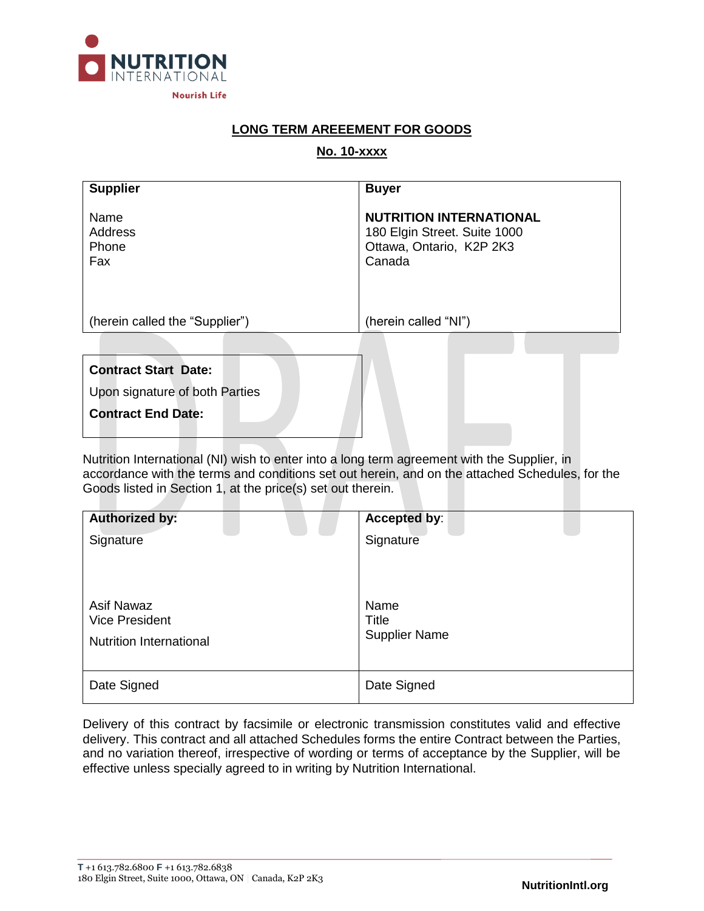**NUTRITION INTERNATIONAL**
Nourish Life

## LONG TERM AREEEMENT FOR GOODS

## No. 10-xxxx

| **Supplier** | **Buyer** |
|---|---|
| Name<br>Address<br>Phone<br>Fax | **NUTRITION INTERNATIONAL**<br>180 Elgin Street. Suite 1000<br>Ottawa, Ontario, K2P 2K3<br>Canada |
| (herein called the "Supplier") | (herein called "NI") |

| **Contract Start Date:** |
|---|
| Upon signature of both Parties |
| **Contract End Date:** |

Nutrition International (NI) wish to enter into a long term agreement with the Supplier, in accordance with the terms and conditions set out herein, and on the attached Schedules, for the Goods listed in Section 1, at the price(s) set out therein.

| **Authorized by:** | **Accepted by**: |
|---|---|
| Signature<br><br>Asif Nawaz<br>Vice President<br>Nutrition International | Signature<br><br>Name<br>Title<br>Supplier Name |
| Date Signed | Date Signed |

Delivery of this contract by facsimile or electronic transmission constitutes valid and effective delivery. This contract and all attached Schedules forms the entire Contract between the Parties, and no variation thereof, irrespective of wording or terms of acceptance by the Supplier, will be effective unless specially agreed to in writing by Nutrition International.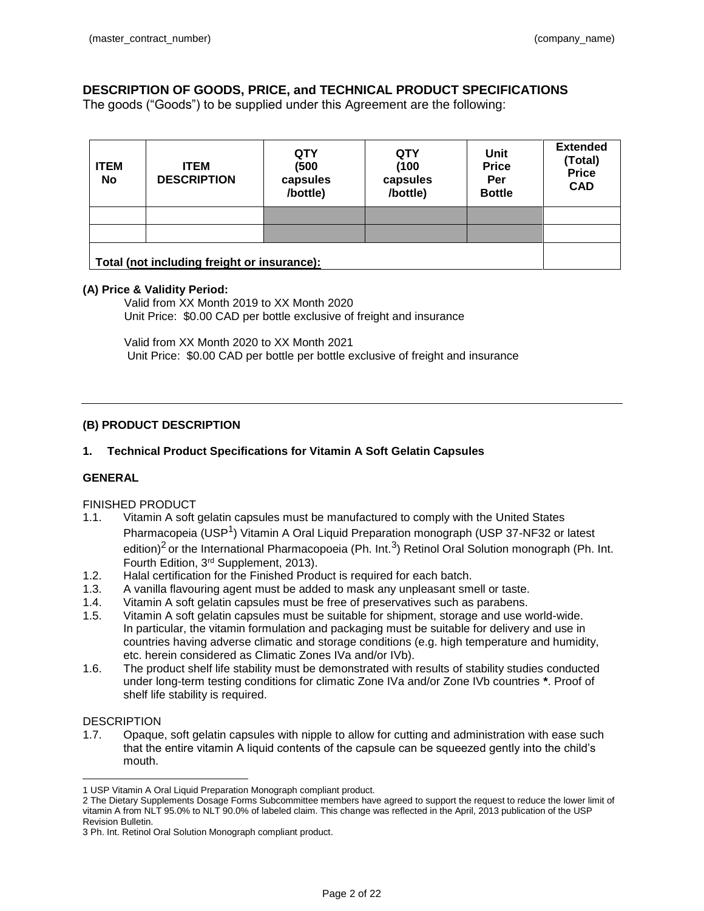## DESCRIPTION OF GOODS, PRICE, and TECHNICAL PRODUCT SPECIFICATIONS

The goods ("Goods") to be supplied under this Agreement are the following:

| ITEM No | ITEM DESCRIPTION | QTY (500 capsules /bottle) | QTY (100 capsules /bottle) | Unit Price Per Bottle | Extended (Total) Price CAD |
|---|---|---|---|---|---|
| | | | | | |
| | | | | | |
| **Total (not including freight or insurance):** | | | | | |

**(A) Price & Validity Period:**

Valid from XX Month 2019 to XX Month 2020
Unit Price: $0.00 CAD per bottle exclusive of freight and insurance

Valid from XX Month 2020 to XX Month 2021
Unit Price: $0.00 CAD per bottle per bottle exclusive of freight and insurance

---

**(B) PRODUCT DESCRIPTION**

**1. Technical Product Specifications for Vitamin A Soft Gelatin Capsules**

**GENERAL**

FINISHED PRODUCT

1.1. Vitamin A soft gelatin capsules must be manufactured to comply with the United States Pharmacopeia (USP[1]) Vitamin A Oral Liquid Preparation monograph (USP 37-NF32 or latest edition)[2] or the International Pharmacopoeia (Ph. Int.[3]) Retinol Oral Solution monograph (Ph. Int. Fourth Edition, 3rd Supplement, 2013).
1.2. Halal certification for the Finished Product is required for each batch.
1.3. A vanilla flavouring agent must be added to mask any unpleasant smell or taste.
1.4. Vitamin A soft gelatin capsules must be free of preservatives such as parabens.
1.5. Vitamin A soft gelatin capsules must be suitable for shipment, storage and use world-wide. In particular, the vitamin formulation and packaging must be suitable for delivery and use in countries having adverse climatic and storage conditions (e.g. high temperature and humidity, etc. herein considered as Climatic Zones IVa and/or IVb).
1.6. The product shelf life stability must be demonstrated with results of stability studies conducted under long-term testing conditions for climatic Zone IVa and/or Zone IVb countries **\***. Proof of shelf life stability is required.

DESCRIPTION

1.7. Opaque, soft gelatin capsules with nipple to allow for cutting and administration with ease such that the entire vitamin A liquid contents of the capsule can be squeezed gently into the child's mouth.

---

1 USP Vitamin A Oral Liquid Preparation Monograph compliant product.

2 The Dietary Supplements Dosage Forms Subcommittee members have agreed to support the request to reduce the lower limit of vitamin A from NLT 95.0% to NLT 90.0% of labeled claim. This change was reflected in the April, 2013 publication of the USP Revision Bulletin.

3 Ph. Int. Retinol Oral Solution Monograph compliant product.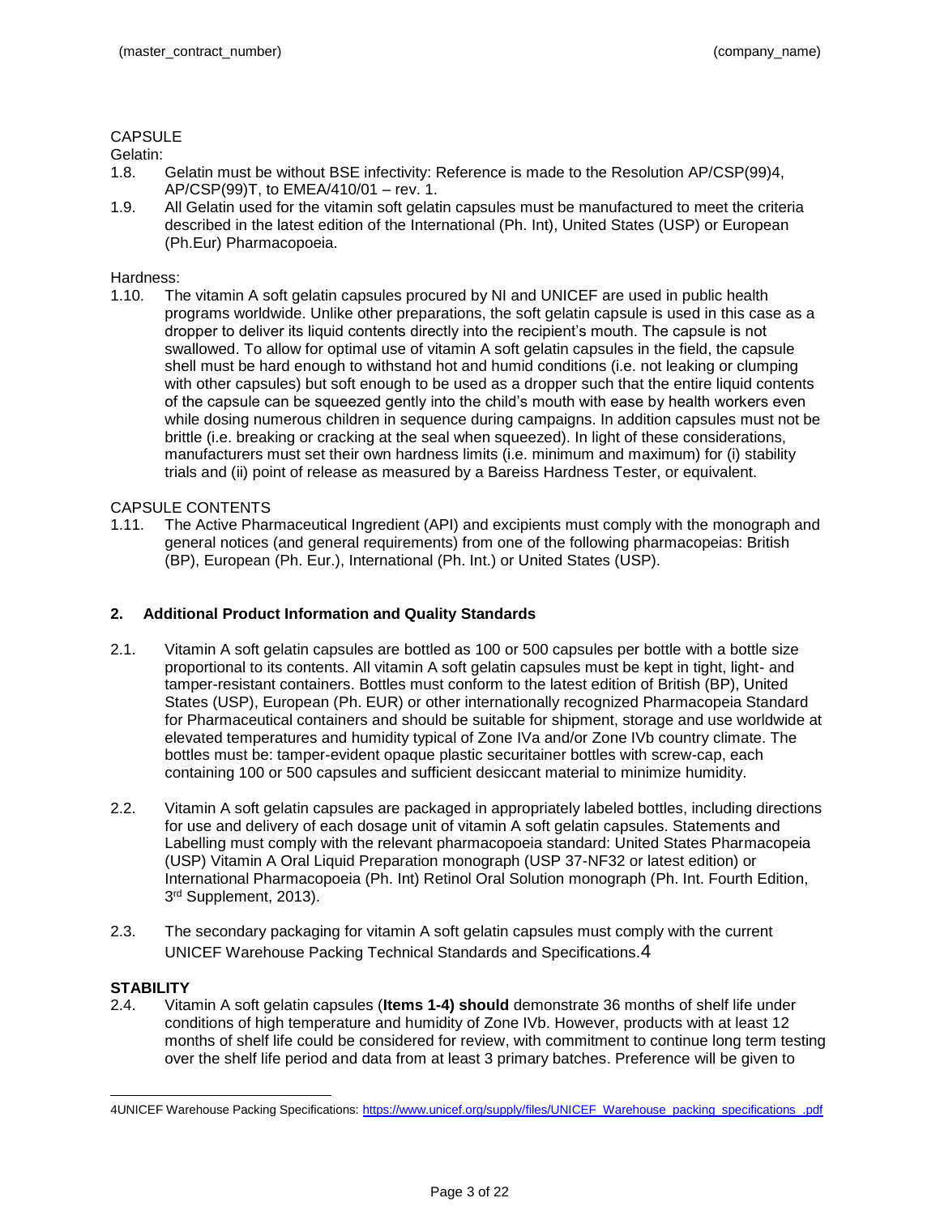CAPSULE

Gelatin:

1.8. Gelatin must be without BSE infectivity: Reference is made to the Resolution AP/CSP(99)4, AP/CSP(99)T, to EMEA/410/01 – rev. 1.

1.9. All Gelatin used for the vitamin soft gelatin capsules must be manufactured to meet the criteria described in the latest edition of the International (Ph. Int), United States (USP) or European (Ph.Eur) Pharmacopoeia.

Hardness:

1.10. The vitamin A soft gelatin capsules procured by NI and UNICEF are used in public health programs worldwide. Unlike other preparations, the soft gelatin capsule is used in this case as a dropper to deliver its liquid contents directly into the recipient's mouth. The capsule is not swallowed. To allow for optimal use of vitamin A soft gelatin capsules in the field, the capsule shell must be hard enough to withstand hot and humid conditions (i.e. not leaking or clumping with other capsules) but soft enough to be used as a dropper such that the entire liquid contents of the capsule can be squeezed gently into the child's mouth with ease by health workers even while dosing numerous children in sequence during campaigns. In addition capsules must not be brittle (i.e. breaking or cracking at the seal when squeezed). In light of these considerations, manufacturers must set their own hardness limits (i.e. minimum and maximum) for (i) stability trials and (ii) point of release as measured by a Bareiss Hardness Tester, or equivalent.

CAPSULE CONTENTS

1.11. The Active Pharmaceutical Ingredient (API) and excipients must comply with the monograph and general notices (and general requirements) from one of the following pharmacopeias: British (BP), European (Ph. Eur.), International (Ph. Int.) or United States (USP).

## 2. Additional Product Information and Quality Standards

2.1. Vitamin A soft gelatin capsules are bottled as 100 or 500 capsules per bottle with a bottle size proportional to its contents. All vitamin A soft gelatin capsules must be kept in tight, light- and tamper-resistant containers. Bottles must conform to the latest edition of British (BP), United States (USP), European (Ph. EUR) or other internationally recognized Pharmacopeia Standard for Pharmaceutical containers and should be suitable for shipment, storage and use worldwide at elevated temperatures and humidity typical of Zone IVa and/or Zone IVb country climate. The bottles must be: tamper-evident opaque plastic securitainer bottles with screw-cap, each containing 100 or 500 capsules and sufficient desiccant material to minimize humidity.

2.2. Vitamin A soft gelatin capsules are packaged in appropriately labeled bottles, including directions for use and delivery of each dosage unit of vitamin A soft gelatin capsules. Statements and Labelling must comply with the relevant pharmacopoeia standard: United States Pharmacopeia (USP) Vitamin A Oral Liquid Preparation monograph (USP 37-NF32 or latest edition) or International Pharmacopoeia (Ph. Int) Retinol Oral Solution monograph (Ph. Int. Fourth Edition, 3rd Supplement, 2013).

2.3. The secondary packaging for vitamin A soft gelatin capsules must comply with the current UNICEF Warehouse Packing Technical Standards and Specifications.[4]

**STABILITY**

2.4. Vitamin A soft gelatin capsules (**Items 1-4) should** demonstrate 36 months of shelf life under conditions of high temperature and humidity of Zone IVb. However, products with at least 12 months of shelf life could be considered for review, with commitment to continue long term testing over the shelf life period and data from at least 3 primary batches. Preference will be given to

[4] UNICEF Warehouse Packing Specifications: https://www.unicef.org/supply/files/UNICEF_Warehouse_packing_specifications_.pdf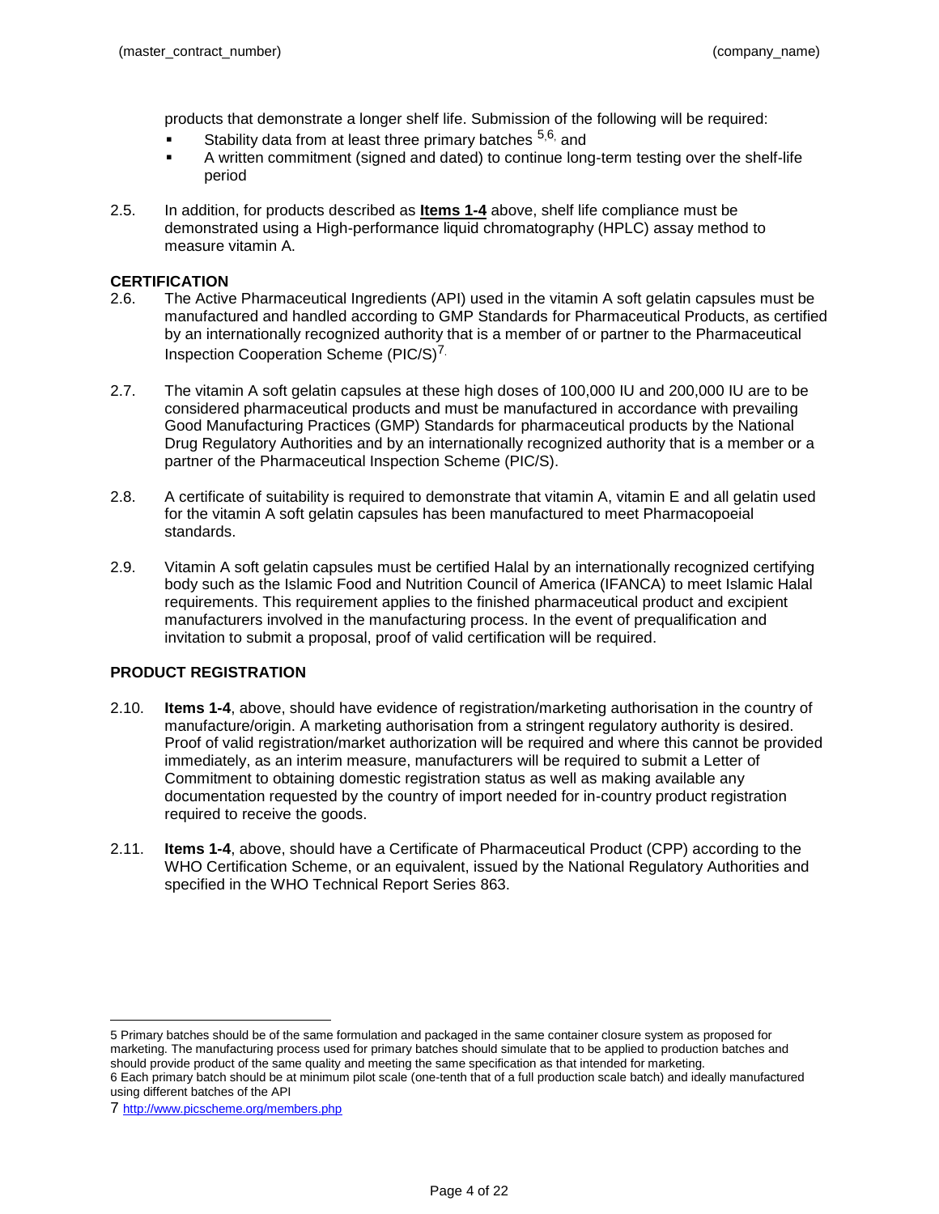products that demonstrate a longer shelf life. Submission of the following will be required:

- Stability data from at least three primary batches [5,6] and
- A written commitment (signed and dated) to continue long-term testing over the shelf-life period

2.5. In addition, for products described as **Items 1-4** above, shelf life compliance must be demonstrated using a High-performance liquid chromatography (HPLC) assay method to measure vitamin A.

**CERTIFICATION**

2.6. The Active Pharmaceutical Ingredients (API) used in the vitamin A soft gelatin capsules must be manufactured and handled according to GMP Standards for Pharmaceutical Products, as certified by an internationally recognized authority that is a member of or partner to the Pharmaceutical Inspection Cooperation Scheme (PIC/S)[7].

2.7. The vitamin A soft gelatin capsules at these high doses of 100,000 IU and 200,000 IU are to be considered pharmaceutical products and must be manufactured in accordance with prevailing Good Manufacturing Practices (GMP) Standards for pharmaceutical products by the National Drug Regulatory Authorities and by an internationally recognized authority that is a member or a partner of the Pharmaceutical Inspection Scheme (PIC/S).

2.8. A certificate of suitability is required to demonstrate that vitamin A, vitamin E and all gelatin used for the vitamin A soft gelatin capsules has been manufactured to meet Pharmacopoeial standards.

2.9. Vitamin A soft gelatin capsules must be certified Halal by an internationally recognized certifying body such as the Islamic Food and Nutrition Council of America (IFANCA) to meet Islamic Halal requirements. This requirement applies to the finished pharmaceutical product and excipient manufacturers involved in the manufacturing process. In the event of prequalification and invitation to submit a proposal, proof of valid certification will be required.

**PRODUCT REGISTRATION**

2.10. **Items 1-4**, above, should have evidence of registration/marketing authorisation in the country of manufacture/origin. A marketing authorisation from a stringent regulatory authority is desired. Proof of valid registration/market authorization will be required and where this cannot be provided immediately, as an interim measure, manufacturers will be required to submit a Letter of Commitment to obtaining domestic registration status as well as making available any documentation requested by the country of import needed for in-country product registration required to receive the goods.

2.11. **Items 1-4**, above, should have a Certificate of Pharmaceutical Product (CPP) according to the WHO Certification Scheme, or an equivalent, issued by the National Regulatory Authorities and specified in the WHO Technical Report Series 863.

---

5 Primary batches should be of the same formulation and packaged in the same container closure system as proposed for marketing. The manufacturing process used for primary batches should simulate that to be applied to production batches and should provide product of the same quality and meeting the same specification as that intended for marketing.

6 Each primary batch should be at minimum pilot scale (one-tenth that of a full production scale batch) and ideally manufactured using different batches of the API

7 http://www.picscheme.org/members.php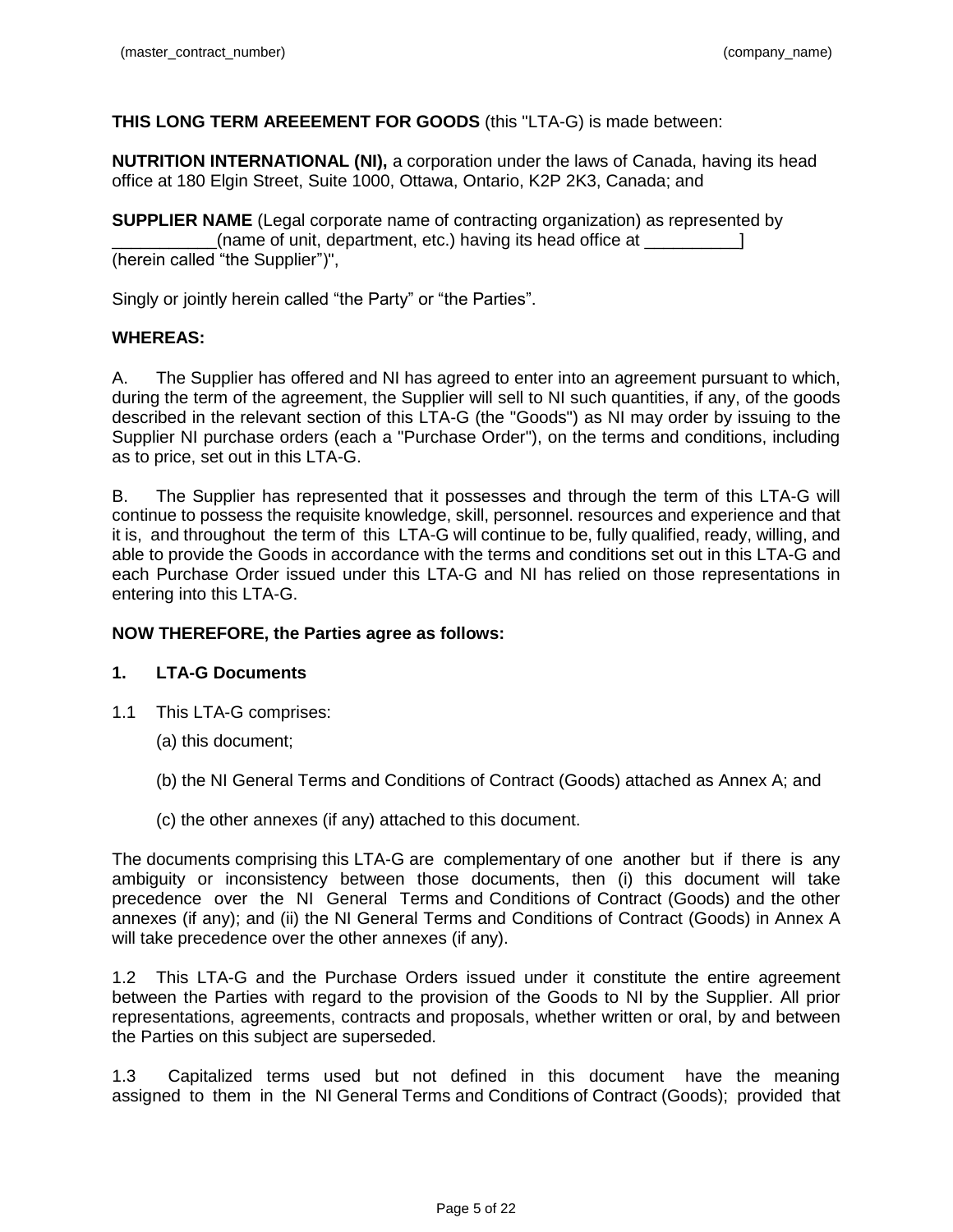**THIS LONG TERM AREEEMENT FOR GOODS** (this "LTA-G) is made between:

**NUTRITION INTERNATIONAL (NI),** a corporation under the laws of Canada, having its head office at 180 Elgin Street, Suite 1000, Ottawa, Ontario, K2P 2K3, Canada; and

**SUPPLIER NAME** (Legal corporate name of contracting organization) as represented by ___________(name of unit, department, etc.) having its head office at __________] (herein called "the Supplier")",

Singly or jointly herein called "the Party" or "the Parties".

**WHEREAS:**

A. The Supplier has offered and NI has agreed to enter into an agreement pursuant to which, during the term of the agreement, the Supplier will sell to NI such quantities, if any, of the goods described in the relevant section of this LTA-G (the "Goods") as NI may order by issuing to the Supplier NI purchase orders (each a "Purchase Order"), on the terms and conditions, including as to price, set out in this LTA-G.

B. The Supplier has represented that it possesses and through the term of this LTA-G will continue to possess the requisite knowledge, skill, personnel. resources and experience and that it is, and throughout the term of this LTA-G will continue to be, fully qualified, ready, willing, and able to provide the Goods in accordance with the terms and conditions set out in this LTA-G and each Purchase Order issued under this LTA-G and NI has relied on those representations in entering into this LTA-G.

**NOW THEREFORE, the Parties agree as follows:**

**1. LTA-G Documents**

1.1 This LTA-G comprises:

(a) this document;

(b) the NI General Terms and Conditions of Contract (Goods) attached as Annex A; and

(c) the other annexes (if any) attached to this document.

The documents comprising this LTA-G are complementary of one another but if there is any ambiguity or inconsistency between those documents, then (i) this document will take precedence over the NI General Terms and Conditions of Contract (Goods) and the other annexes (if any); and (ii) the NI General Terms and Conditions of Contract (Goods) in Annex A will take precedence over the other annexes (if any).

1.2 This LTA-G and the Purchase Orders issued under it constitute the entire agreement between the Parties with regard to the provision of the Goods to NI by the Supplier. All prior representations, agreements, contracts and proposals, whether written or oral, by and between the Parties on this subject are superseded.

1.3 Capitalized terms used but not defined in this document have the meaning assigned to them in the NI General Terms and Conditions of Contract (Goods); provided that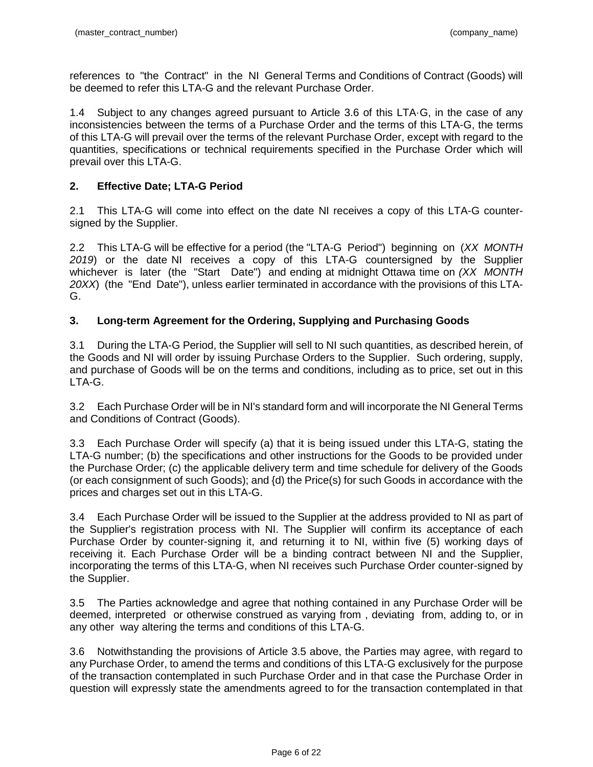references to "the Contract" in the NI General Terms and Conditions of Contract (Goods) will be deemed to refer this LTA-G and the relevant Purchase Order.

1.4 Subject to any changes agreed pursuant to Article 3.6 of this LTA·G, in the case of any inconsistencies between the terms of a Purchase Order and the terms of this LTA-G, the terms of this LTA-G will prevail over the terms of the relevant Purchase Order, except with regard to the quantities, specifications or technical requirements specified in the Purchase Order which will prevail over this LTA-G.

## 2. Effective Date; LTA-G Period

2.1 This LTA-G will come into effect on the date NI receives a copy of this LTA-G counter-signed by the Supplier.

2.2 This LTA-G will be effective for a period (the "LTA-G Period") beginning on (*XX MONTH 2019*) or the date NI receives a copy of this LTA-G countersigned by the Supplier whichever is later (the "Start Date") and ending at midnight Ottawa time on *(XX MONTH 20XX*) (the "End Date"), unless earlier terminated in accordance with the provisions of this LTA-G.

## 3. Long-term Agreement for the Ordering, Supplying and Purchasing Goods

3.1 During the LTA-G Period, the Supplier will sell to NI such quantities, as described herein, of the Goods and NI will order by issuing Purchase Orders to the Supplier. Such ordering, supply, and purchase of Goods will be on the terms and conditions, including as to price, set out in this LTA-G.

3.2 Each Purchase Order will be in NI's standard form and will incorporate the NI General Terms and Conditions of Contract (Goods).

3.3 Each Purchase Order will specify (a) that it is being issued under this LTA-G, stating the LTA-G number; (b) the specifications and other instructions for the Goods to be provided under the Purchase Order; (c) the applicable delivery term and time schedule for delivery of the Goods (or each consignment of such Goods); and {d) the Price(s) for such Goods in accordance with the prices and charges set out in this LTA-G.

3.4 Each Purchase Order will be issued to the Supplier at the address provided to NI as part of the Supplier's registration process with NI. The Supplier will confirm its acceptance of each Purchase Order by counter-signing it, and returning it to NI, within five (5) working days of receiving it. Each Purchase Order will be a binding contract between NI and the Supplier, incorporating the terms of this LTA-G, when NI receives such Purchase Order counter-signed by the Supplier.

3.5 The Parties acknowledge and agree that nothing contained in any Purchase Order will be deemed, interpreted or otherwise construed as varying from , deviating from, adding to, or in any other way altering the terms and conditions of this LTA-G.

3.6 Notwithstanding the provisions of Article 3.5 above, the Parties may agree, with regard to any Purchase Order, to amend the terms and conditions of this LTA-G exclusively for the purpose of the transaction contemplated in such Purchase Order and in that case the Purchase Order in question will expressly state the amendments agreed to for the transaction contemplated in that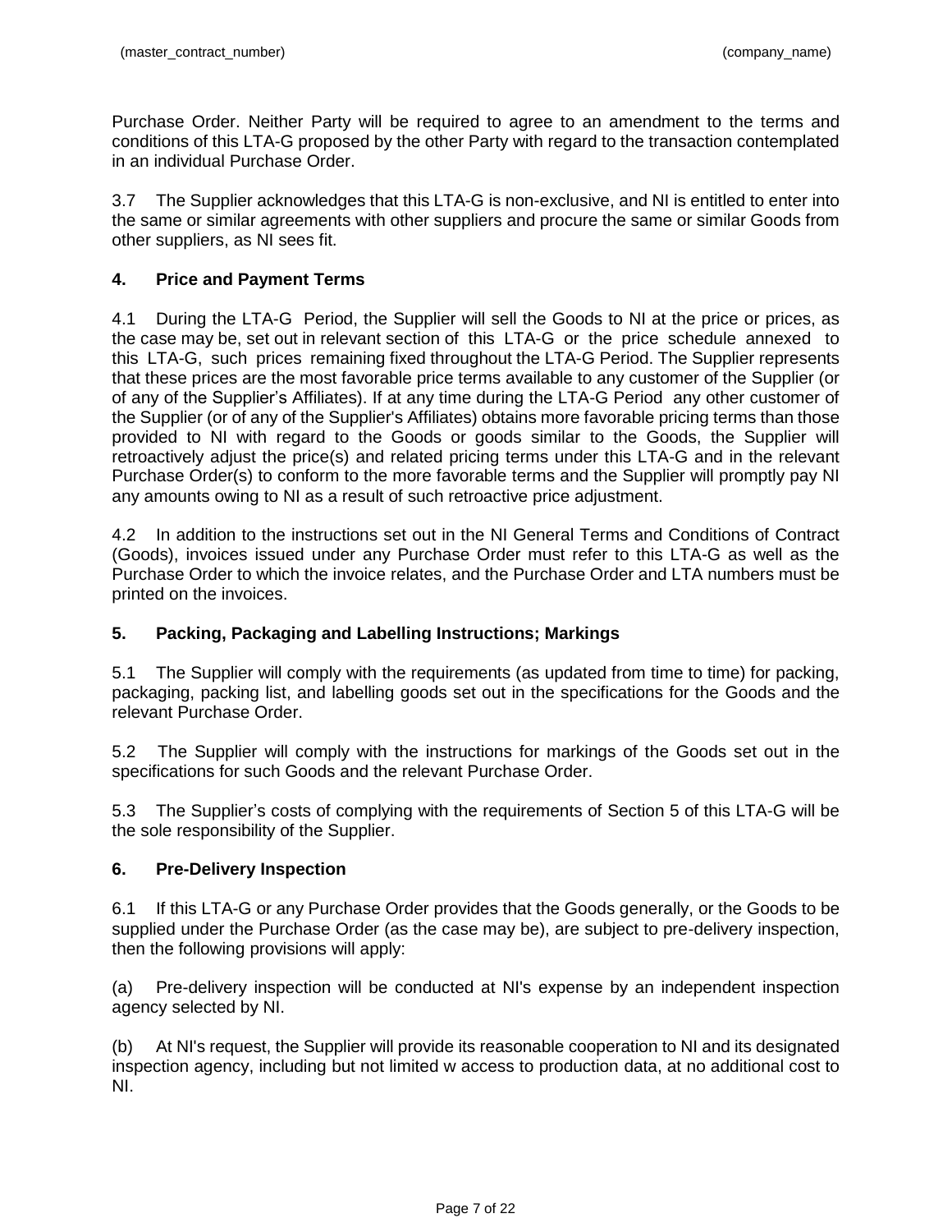Purchase Order. Neither Party will be required to agree to an amendment to the terms and conditions of this LTA-G proposed by the other Party with regard to the transaction contemplated in an individual Purchase Order.

3.7 The Supplier acknowledges that this LTA-G is non-exclusive, and NI is entitled to enter into the same or similar agreements with other suppliers and procure the same or similar Goods from other suppliers, as NI sees fit.

## 4. Price and Payment Terms

4.1 During the LTA-G Period, the Supplier will sell the Goods to NI at the price or prices, as the case may be, set out in relevant section of this LTA-G or the price schedule annexed to this LTA-G, such prices remaining fixed throughout the LTA-G Period. The Supplier represents that these prices are the most favorable price terms available to any customer of the Supplier (or of any of the Supplier's Affiliates). If at any time during the LTA-G Period any other customer of the Supplier (or of any of the Supplier's Affiliates) obtains more favorable pricing terms than those provided to NI with regard to the Goods or goods similar to the Goods, the Supplier will retroactively adjust the price(s) and related pricing terms under this LTA-G and in the relevant Purchase Order(s) to conform to the more favorable terms and the Supplier will promptly pay NI any amounts owing to NI as a result of such retroactive price adjustment.

4.2 In addition to the instructions set out in the NI General Terms and Conditions of Contract (Goods), invoices issued under any Purchase Order must refer to this LTA-G as well as the Purchase Order to which the invoice relates, and the Purchase Order and LTA numbers must be printed on the invoices.

## 5. Packing, Packaging and Labelling Instructions; Markings

5.1 The Supplier will comply with the requirements (as updated from time to time) for packing, packaging, packing list, and labelling goods set out in the specifications for the Goods and the relevant Purchase Order.

5.2 The Supplier will comply with the instructions for markings of the Goods set out in the specifications for such Goods and the relevant Purchase Order.

5.3 The Supplier's costs of complying with the requirements of Section 5 of this LTA-G will be the sole responsibility of the Supplier.

## 6. Pre-Delivery Inspection

6.1 If this LTA-G or any Purchase Order provides that the Goods generally, or the Goods to be supplied under the Purchase Order (as the case may be), are subject to pre-delivery inspection, then the following provisions will apply:

(a) Pre-delivery inspection will be conducted at NI's expense by an independent inspection agency selected by NI.

(b) At NI's request, the Supplier will provide its reasonable cooperation to NI and its designated inspection agency, including but not limited w access to production data, at no additional cost to NI.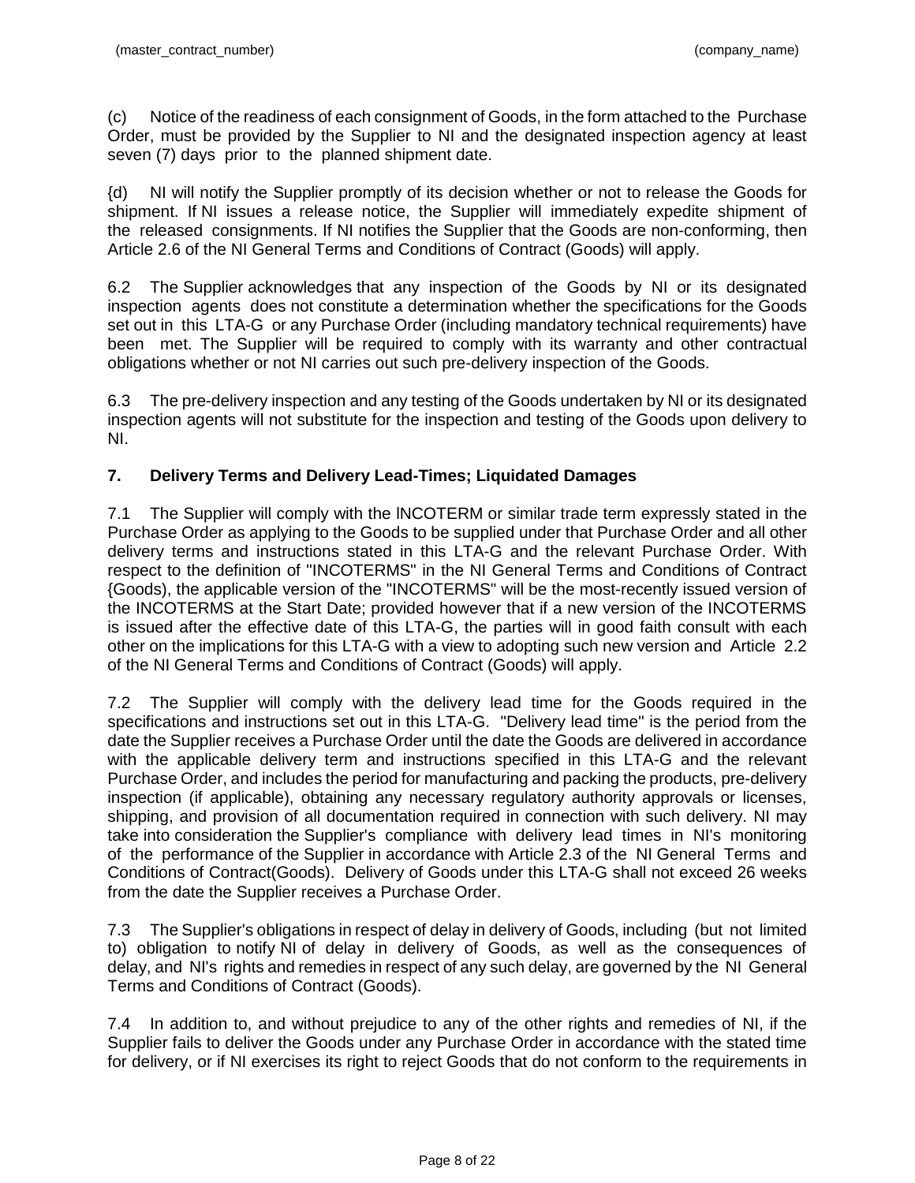(c) Notice of the readiness of each consignment of Goods, in the form attached to the Purchase Order, must be provided by the Supplier to NI and the designated inspection agency at least seven (7) days prior to the planned shipment date.

{d) NI will notify the Supplier promptly of its decision whether or not to release the Goods for shipment. If NI issues a release notice, the Supplier will immediately expedite shipment of the released consignments. If NI notifies the Supplier that the Goods are non-conforming, then Article 2.6 of the NI General Terms and Conditions of Contract (Goods) will apply.

6.2 The Supplier acknowledges that any inspection of the Goods by NI or its designated inspection agents does not constitute a determination whether the specifications for the Goods set out in this LTA-G or any Purchase Order (including mandatory technical requirements) have been met. The Supplier will be required to comply with its warranty and other contractual obligations whether or not NI carries out such pre-delivery inspection of the Goods.

6.3 The pre-delivery inspection and any testing of the Goods undertaken by NI or its designated inspection agents will not substitute for the inspection and testing of the Goods upon delivery to NI.

## 7. Delivery Terms and Delivery Lead-Times; Liquidated Damages

7.1 The Supplier will comply with the INCOTERM or similar trade term expressly stated in the Purchase Order as applying to the Goods to be supplied under that Purchase Order and all other delivery terms and instructions stated in this LTA-G and the relevant Purchase Order. With respect to the definition of "INCOTERMS" in the NI General Terms and Conditions of Contract {Goods), the applicable version of the "INCOTERMS" will be the most-recently issued version of the INCOTERMS at the Start Date; provided however that if a new version of the INCOTERMS is issued after the effective date of this LTA-G, the parties will in good faith consult with each other on the implications for this LTA-G with a view to adopting such new version and Article 2.2 of the NI General Terms and Conditions of Contract (Goods) will apply.

7.2 The Supplier will comply with the delivery lead time for the Goods required in the specifications and instructions set out in this LTA-G. "Delivery lead time" is the period from the date the Supplier receives a Purchase Order until the date the Goods are delivered in accordance with the applicable delivery term and instructions specified in this LTA-G and the relevant Purchase Order, and includes the period for manufacturing and packing the products, pre-delivery inspection (if applicable), obtaining any necessary regulatory authority approvals or licenses, shipping, and provision of all documentation required in connection with such delivery. NI may take into consideration the Supplier's compliance with delivery lead times in NI's monitoring of the performance of the Supplier in accordance with Article 2.3 of the NI General Terms and Conditions of Contract(Goods). Delivery of Goods under this LTA-G shall not exceed 26 weeks from the date the Supplier receives a Purchase Order.

7.3 The Supplier's obligations in respect of delay in delivery of Goods, including (but not limited to) obligation to notify NI of delay in delivery of Goods, as well as the consequences of delay, and NI's rights and remedies in respect of any such delay, are governed by the NI General Terms and Conditions of Contract (Goods).

7.4 In addition to, and without prejudice to any of the other rights and remedies of NI, if the Supplier fails to deliver the Goods under any Purchase Order in accordance with the stated time for delivery, or if NI exercises its right to reject Goods that do not conform to the requirements in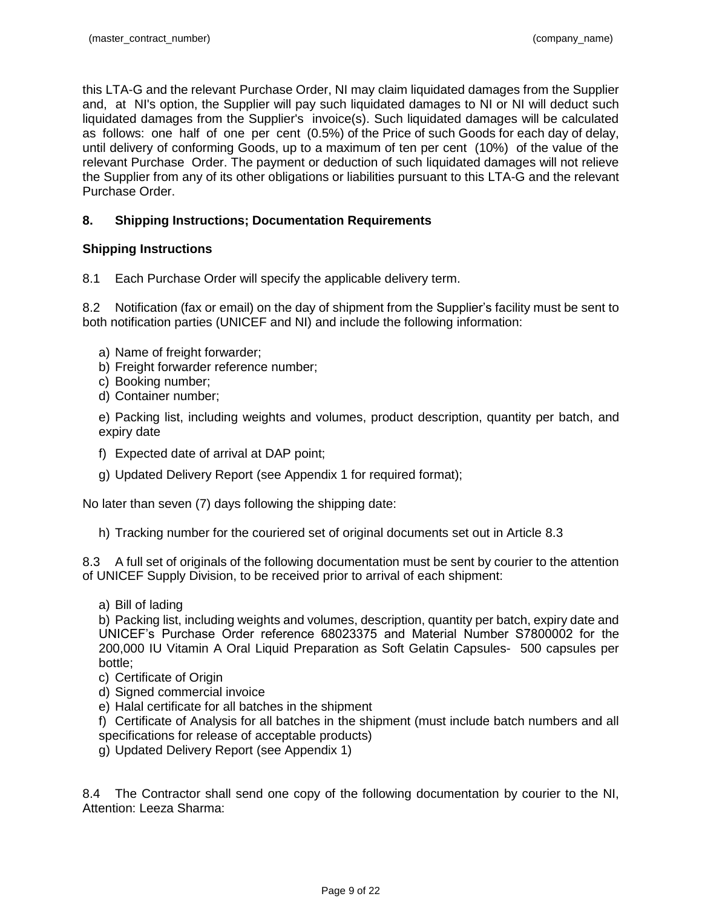this LTA-G and the relevant Purchase Order, NI may claim liquidated damages from the Supplier and, at NI's option, the Supplier will pay such liquidated damages to NI or NI will deduct such liquidated damages from the Supplier's invoice(s). Such liquidated damages will be calculated as follows: one half of one per cent (0.5%) of the Price of such Goods for each day of delay, until delivery of conforming Goods, up to a maximum of ten per cent (10%) of the value of the relevant Purchase Order. The payment or deduction of such liquidated damages will not relieve the Supplier from any of its other obligations or liabilities pursuant to this LTA-G and the relevant Purchase Order.

## 8. Shipping Instructions; Documentation Requirements

### Shipping Instructions

8.1 Each Purchase Order will specify the applicable delivery term.

8.2 Notification (fax or email) on the day of shipment from the Supplier's facility must be sent to both notification parties (UNICEF and NI) and include the following information:

a) Name of freight forwarder;
b) Freight forwarder reference number;
c) Booking number;
d) Container number;

e) Packing list, including weights and volumes, product description, quantity per batch, and expiry date

f) Expected date of arrival at DAP point;

g) Updated Delivery Report (see Appendix 1 for required format);

No later than seven (7) days following the shipping date:

h) Tracking number for the couriered set of original documents set out in Article 8.3

8.3 A full set of originals of the following documentation must be sent by courier to the attention of UNICEF Supply Division, to be received prior to arrival of each shipment:

a) Bill of lading
b) Packing list, including weights and volumes, description, quantity per batch, expiry date and UNICEF's Purchase Order reference 68023375 and Material Number S7800002 for the 200,000 IU Vitamin A Oral Liquid Preparation as Soft Gelatin Capsules- 500 capsules per bottle;
c) Certificate of Origin
d) Signed commercial invoice
e) Halal certificate for all batches in the shipment
f) Certificate of Analysis for all batches in the shipment (must include batch numbers and all specifications for release of acceptable products)
g) Updated Delivery Report (see Appendix 1)

8.4 The Contractor shall send one copy of the following documentation by courier to the NI, Attention: Leeza Sharma: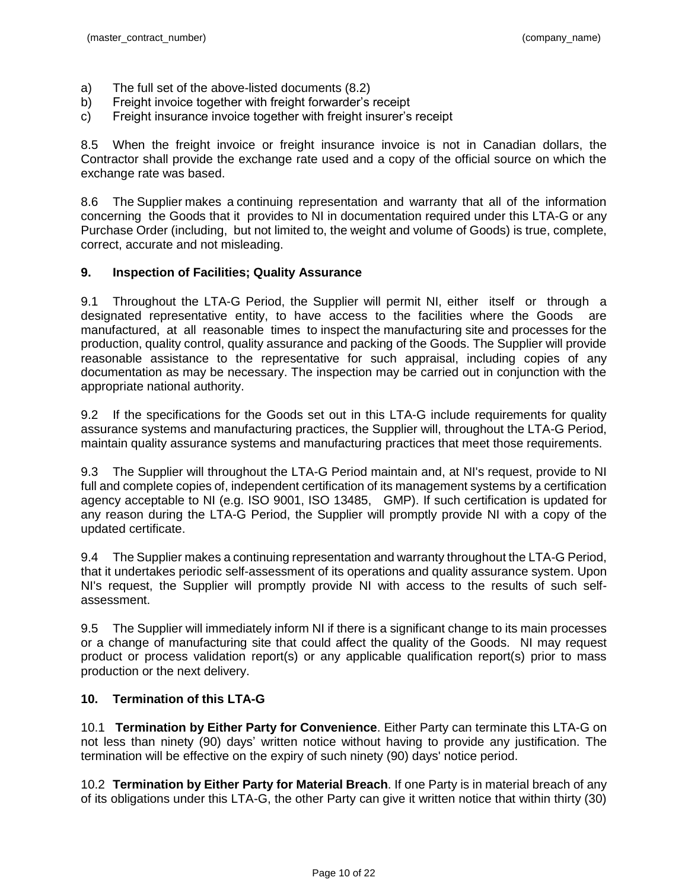a) The full set of the above-listed documents (8.2)
b) Freight invoice together with freight forwarder's receipt
c) Freight insurance invoice together with freight insurer's receipt

8.5 When the freight invoice or freight insurance invoice is not in Canadian dollars, the Contractor shall provide the exchange rate used and a copy of the official source on which the exchange rate was based.

8.6 The Supplier makes a continuing representation and warranty that all of the information concerning the Goods that it provides to NI in documentation required under this LTA-G or any Purchase Order (including, but not limited to, the weight and volume of Goods) is true, complete, correct, accurate and not misleading.

## 9. Inspection of Facilities; Quality Assurance

9.1 Throughout the LTA-G Period, the Supplier will permit NI, either itself or through a designated representative entity, to have access to the facilities where the Goods are manufactured, at all reasonable times to inspect the manufacturing site and processes for the production, quality control, quality assurance and packing of the Goods. The Supplier will provide reasonable assistance to the representative for such appraisal, including copies of any documentation as may be necessary. The inspection may be carried out in conjunction with the appropriate national authority.

9.2 If the specifications for the Goods set out in this LTA-G include requirements for quality assurance systems and manufacturing practices, the Supplier will, throughout the LTA-G Period, maintain quality assurance systems and manufacturing practices that meet those requirements.

9.3 The Supplier will throughout the LTA-G Period maintain and, at NI's request, provide to NI full and complete copies of, independent certification of its management systems by a certification agency acceptable to NI (e.g. ISO 9001, ISO 13485, GMP). If such certification is updated for any reason during the LTA-G Period, the Supplier will promptly provide NI with a copy of the updated certificate.

9.4 The Supplier makes a continuing representation and warranty throughout the LTA-G Period, that it undertakes periodic self-assessment of its operations and quality assurance system. Upon NI's request, the Supplier will promptly provide NI with access to the results of such self-assessment.

9.5 The Supplier will immediately inform NI if there is a significant change to its main processes or a change of manufacturing site that could affect the quality of the Goods. NI may request product or process validation report(s) or any applicable qualification report(s) prior to mass production or the next delivery.

## 10. Termination of this LTA-G

10.1 **Termination by Either Party for Convenience**. Either Party can terminate this LTA-G on not less than ninety (90) days' written notice without having to provide any justification. The termination will be effective on the expiry of such ninety (90) days' notice period.

10.2 **Termination by Either Party for Material Breach**. If one Party is in material breach of any of its obligations under this LTA-G, the other Party can give it written notice that within thirty (30)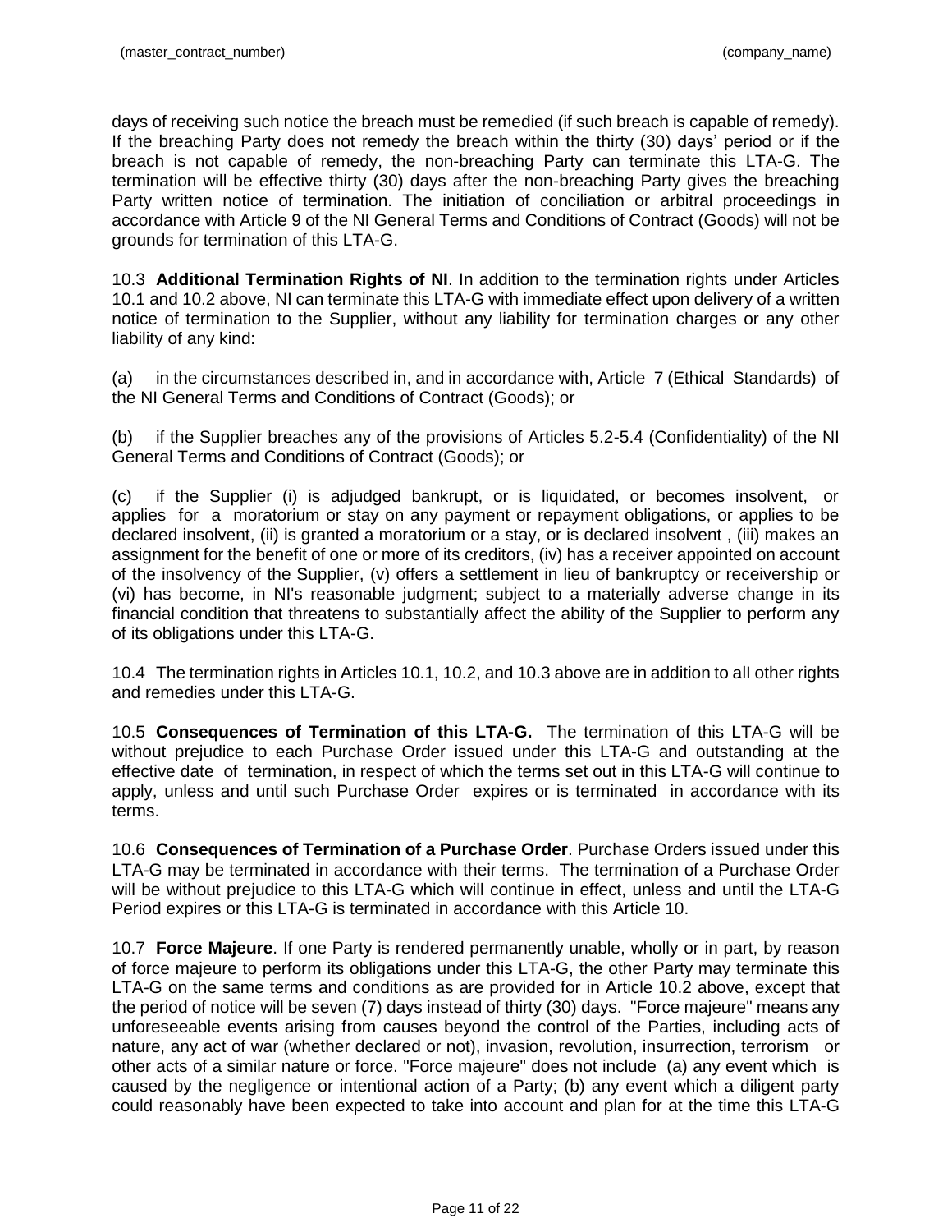days of receiving such notice the breach must be remedied (if such breach is capable of remedy). If the breaching Party does not remedy the breach within the thirty (30) days' period or if the breach is not capable of remedy, the non-breaching Party can terminate this LTA-G. The termination will be effective thirty (30) days after the non-breaching Party gives the breaching Party written notice of termination. The initiation of conciliation or arbitral proceedings in accordance with Article 9 of the NI General Terms and Conditions of Contract (Goods) will not be grounds for termination of this LTA-G.

10.3 **Additional Termination Rights of NI**. In addition to the termination rights under Articles 10.1 and 10.2 above, NI can terminate this LTA-G with immediate effect upon delivery of a written notice of termination to the Supplier, without any liability for termination charges or any other liability of any kind:

(a) in the circumstances described in, and in accordance with, Article 7 (Ethical Standards) of the NI General Terms and Conditions of Contract (Goods); or

(b) if the Supplier breaches any of the provisions of Articles 5.2-5.4 (Confidentiality) of the NI General Terms and Conditions of Contract (Goods); or

(c) if the Supplier (i) is adjudged bankrupt, or is liquidated, or becomes insolvent, or applies for a moratorium or stay on any payment or repayment obligations, or applies to be declared insolvent, (ii) is granted a moratorium or a stay, or is declared insolvent , (iii) makes an assignment for the benefit of one or more of its creditors, (iv) has a receiver appointed on account of the insolvency of the Supplier, (v) offers a settlement in lieu of bankruptcy or receivership or (vi) has become, in NI's reasonable judgment; subject to a materially adverse change in its financial condition that threatens to substantially affect the ability of the Supplier to perform any of its obligations under this LTA-G.

10.4 The termination rights in Articles 10.1, 10.2, and 10.3 above are in addition to all other rights and remedies under this LTA-G.

10.5 **Consequences of Termination of this LTA-G.** The termination of this LTA-G will be without prejudice to each Purchase Order issued under this LTA-G and outstanding at the effective date of termination, in respect of which the terms set out in this LTA-G will continue to apply, unless and until such Purchase Order expires or is terminated in accordance with its terms.

10.6 **Consequences of Termination of a Purchase Order**. Purchase Orders issued under this LTA-G may be terminated in accordance with their terms. The termination of a Purchase Order will be without prejudice to this LTA-G which will continue in effect, unless and until the LTA-G Period expires or this LTA-G is terminated in accordance with this Article 10.

10.7 **Force Majeure**. If one Party is rendered permanently unable, wholly or in part, by reason of force majeure to perform its obligations under this LTA-G, the other Party may terminate this LTA-G on the same terms and conditions as are provided for in Article 10.2 above, except that the period of notice will be seven (7) days instead of thirty (30) days. "Force majeure" means any unforeseeable events arising from causes beyond the control of the Parties, including acts of nature, any act of war (whether declared or not), invasion, revolution, insurrection, terrorism or other acts of a similar nature or force. "Force majeure" does not include (a) any event which is caused by the negligence or intentional action of a Party; (b) any event which a diligent party could reasonably have been expected to take into account and plan for at the time this LTA-G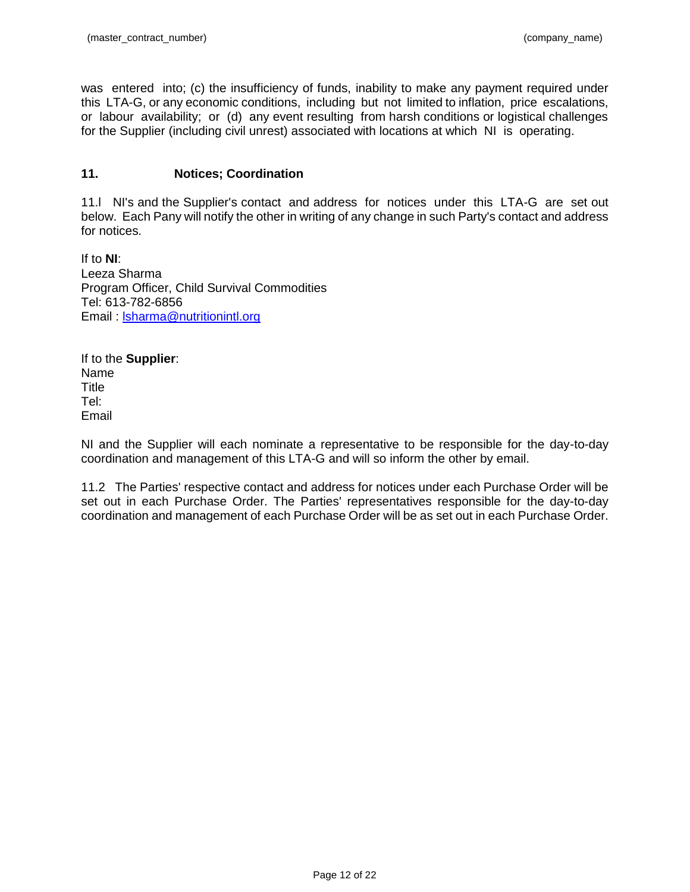was entered into; (c) the insufficiency of funds, inability to make any payment required under this LTA-G, or any economic conditions, including but not limited to inflation, price escalations, or labour availability; or (d) any event resulting from harsh conditions or logistical challenges for the Supplier (including civil unrest) associated with locations at which NI is operating.

## 11. Notices; Coordination

11.l NI's and the Supplier's contact and address for notices under this LTA-G are set out below. Each Pany will notify the other in writing of any change in such Party's contact and address for notices.

If to **NI**:
Leeza Sharma
Program Officer, Child Survival Commodities
Tel: 613-782-6856
Email : lsharma@nutritionintl.org

If to the **Supplier**:
Name
Title
Tel:
Email

NI and the Supplier will each nominate a representative to be responsible for the day-to-day coordination and management of this LTA-G and will so inform the other by email.

11.2 The Parties' respective contact and address for notices under each Purchase Order will be set out in each Purchase Order. The Parties' representatives responsible for the day-to-day coordination and management of each Purchase Order will be as set out in each Purchase Order.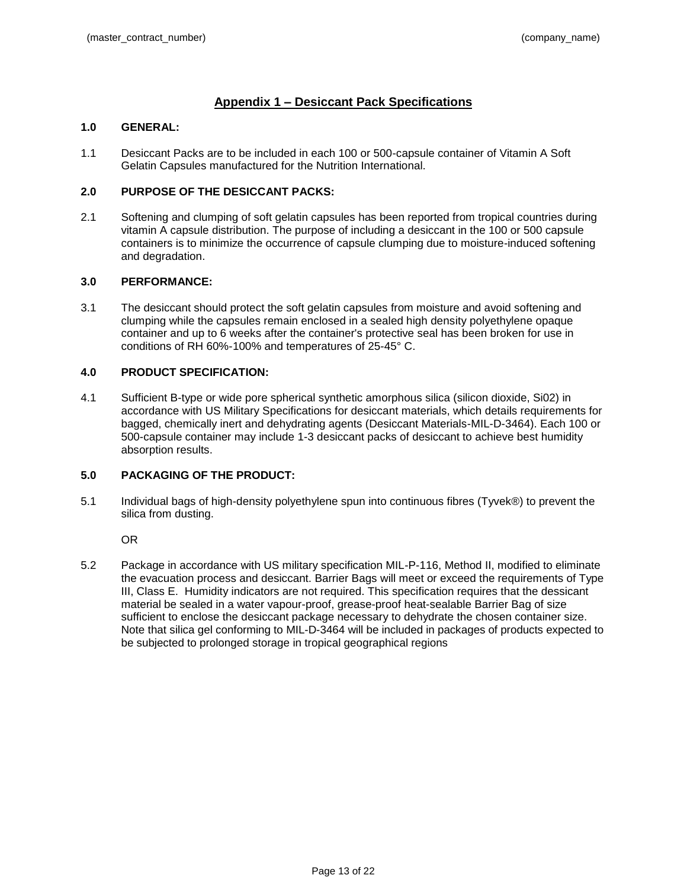# Appendix 1 – Desiccant Pack Specifications

**1.0 GENERAL:**

1.1 Desiccant Packs are to be included in each 100 or 500-capsule container of Vitamin A Soft Gelatin Capsules manufactured for the Nutrition International.

**2.0 PURPOSE OF THE DESICCANT PACKS:**

2.1 Softening and clumping of soft gelatin capsules has been reported from tropical countries during vitamin A capsule distribution. The purpose of including a desiccant in the 100 or 500 capsule containers is to minimize the occurrence of capsule clumping due to moisture-induced softening and degradation.

**3.0 PERFORMANCE:**

3.1 The desiccant should protect the soft gelatin capsules from moisture and avoid softening and clumping while the capsules remain enclosed in a sealed high density polyethylene opaque container and up to 6 weeks after the container's protective seal has been broken for use in conditions of RH 60%-100% and temperatures of 25-45° C.

**4.0 PRODUCT SPECIFICATION:**

4.1 Sufficient B-type or wide pore spherical synthetic amorphous silica (silicon dioxide, Si02) in accordance with US Military Specifications for desiccant materials, which details requirements for bagged, chemically inert and dehydrating agents (Desiccant Materials-MIL-D-3464). Each 100 or 500-capsule container may include 1-3 desiccant packs of desiccant to achieve best humidity absorption results.

**5.0 PACKAGING OF THE PRODUCT:**

5.1 Individual bags of high-density polyethylene spun into continuous fibres (Tyvek®) to prevent the silica from dusting.

OR

5.2 Package in accordance with US military specification MIL-P-116, Method II, modified to eliminate the evacuation process and desiccant. Barrier Bags will meet or exceed the requirements of Type III, Class E. Humidity indicators are not required. This specification requires that the dessicant material be sealed in a water vapour-proof, grease-proof heat-sealable Barrier Bag of size sufficient to enclose the desiccant package necessary to dehydrate the chosen container size. Note that silica gel conforming to MIL-D-3464 will be included in packages of products expected to be subjected to prolonged storage in tropical geographical regions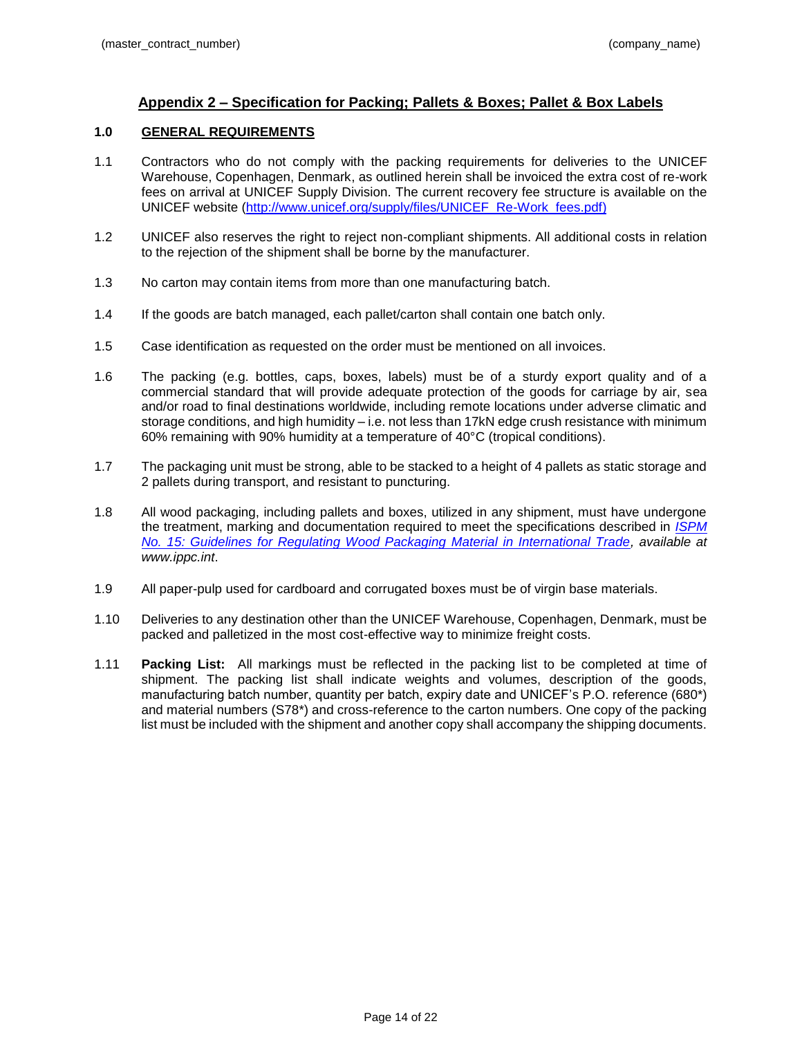## Appendix 2 – Specification for Packing; Pallets & Boxes; Pallet & Box Labels

### 1.0 GENERAL REQUIREMENTS

1.1 Contractors who do not comply with the packing requirements for deliveries to the UNICEF Warehouse, Copenhagen, Denmark, as outlined herein shall be invoiced the extra cost of re-work fees on arrival at UNICEF Supply Division. The current recovery fee structure is available on the UNICEF website (http://www.unicef.org/supply/files/UNICEF_Re-Work_fees.pdf)

1.2 UNICEF also reserves the right to reject non-compliant shipments. All additional costs in relation to the rejection of the shipment shall be borne by the manufacturer.

1.3 No carton may contain items from more than one manufacturing batch.

1.4 If the goods are batch managed, each pallet/carton shall contain one batch only.

1.5 Case identification as requested on the order must be mentioned on all invoices.

1.6 The packing (e.g. bottles, caps, boxes, labels) must be of a sturdy export quality and of a commercial standard that will provide adequate protection of the goods for carriage by air, sea and/or road to final destinations worldwide, including remote locations under adverse climatic and storage conditions, and high humidity – i.e. not less than 17kN edge crush resistance with minimum 60% remaining with 90% humidity at a temperature of 40°C (tropical conditions).

1.7 The packaging unit must be strong, able to be stacked to a height of 4 pallets as static storage and 2 pallets during transport, and resistant to puncturing.

1.8 All wood packaging, including pallets and boxes, utilized in any shipment, must have undergone the treatment, marking and documentation required to meet the specifications described in *ISPM No. 15: Guidelines for Regulating Wood Packaging Material in International Trade, available at www.ippc.int*.

1.9 All paper-pulp used for cardboard and corrugated boxes must be of virgin base materials.

1.10 Deliveries to any destination other than the UNICEF Warehouse, Copenhagen, Denmark, must be packed and palletized in the most cost-effective way to minimize freight costs.

1.11 **Packing List:** All markings must be reflected in the packing list to be completed at time of shipment. The packing list shall indicate weights and volumes, description of the goods, manufacturing batch number, quantity per batch, expiry date and UNICEF's P.O. reference (680*) and material numbers (S78*) and cross-reference to the carton numbers. One copy of the packing list must be included with the shipment and another copy shall accompany the shipping documents.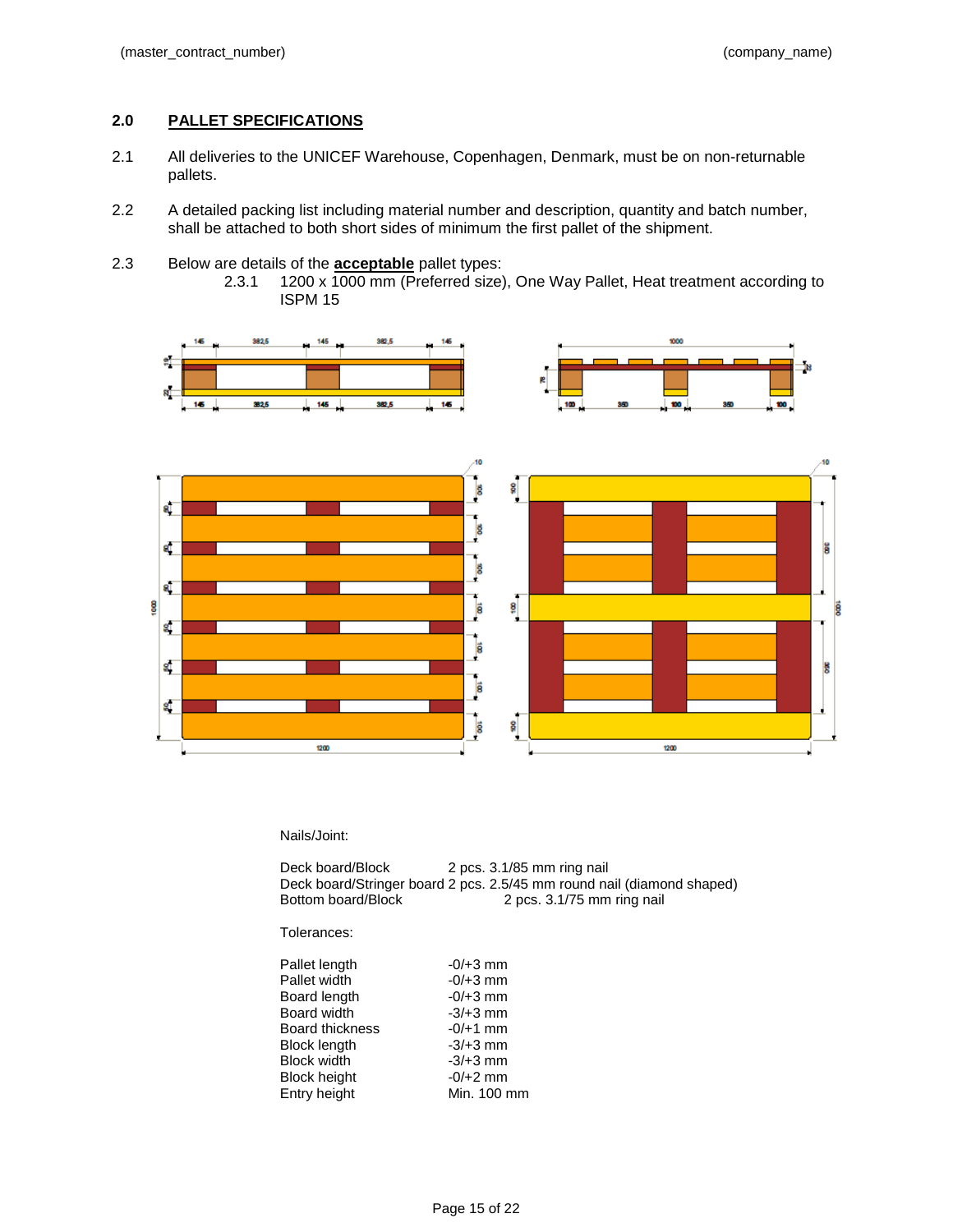## 2.0 PALLET SPECIFICATIONS

2.1 All deliveries to the UNICEF Warehouse, Copenhagen, Denmark, must be on non-returnable pallets.

2.2 A detailed packing list including material number and description, quantity and batch number, shall be attached to both short sides of minimum the first pallet of the shipment.

2.3 Below are details of the **acceptable** pallet types:

2.3.1 1200 x 1000 mm (Preferred size), One Way Pallet, Heat treatment according to ISPM 15

Nails/Joint:

| | |
|---|---|
| Deck board/Block | 2 pcs. 3.1/85 mm ring nail |
| Deck board/Stringer board | 2 pcs. 2.5/45 mm round nail (diamond shaped) |
| Bottom board/Block | 2 pcs. 3.1/75 mm ring nail |

Tolerances:

| | |
|---|---|
| Pallet length | -0/+3 mm |
| Pallet width | -0/+3 mm |
| Board length | -0/+3 mm |
| Board width | -3/+3 mm |
| Board thickness | -0/+1 mm |
| Block length | -3/+3 mm |
| Block width | -3/+3 mm |
| Block height | -0/+2 mm |
| Entry height | Min. 100 mm |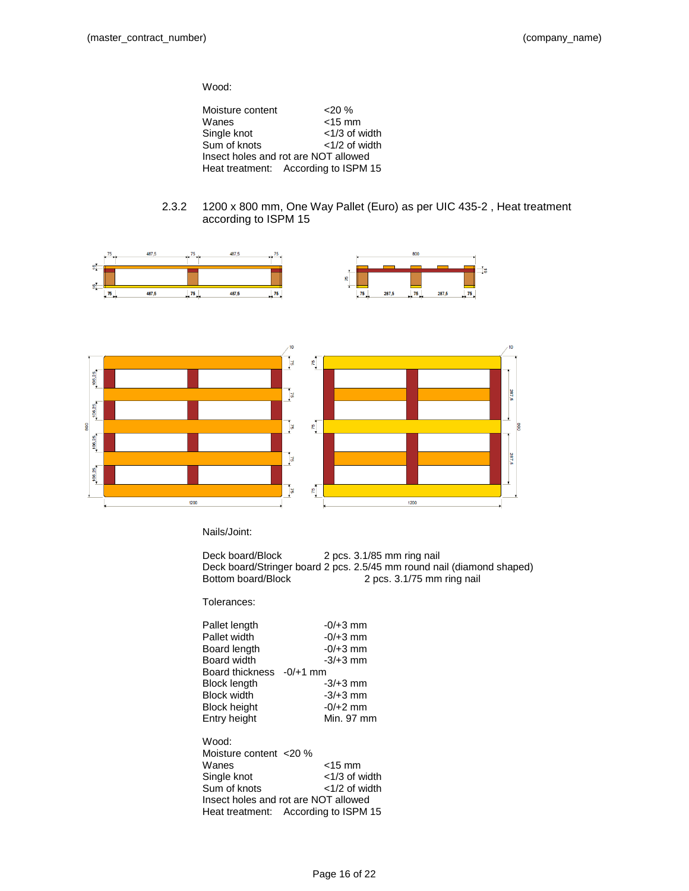Wood:

| | |
|---|---|
| Moisture content | <20 % |
| Wanes | <15 mm |
| Single knot | <1/3 of width |
| Sum of knots | <1/2 of width |

Insect holes and rot are NOT allowed

Heat treatment: According to ISPM 15

2.3.2 1200 x 800 mm, One Way Pallet (Euro) as per UIC 435-2 , Heat treatment according to ISPM 15

Nails/Joint:

| | |
|---|---|
| Deck board/Block | 2 pcs. 3.1/85 mm ring nail |
| Deck board/Stringer board | 2 pcs. 2.5/45 mm round nail (diamond shaped) |
| Bottom board/Block | 2 pcs. 3.1/75 mm ring nail |

Tolerances:

| | |
|---|---|
| Pallet length | -0/+3 mm |
| Pallet width | -0/+3 mm |
| Board length | -0/+3 mm |
| Board width | -3/+3 mm |
| Board thickness | -0/+1 mm |
| Block length | -3/+3 mm |
| Block width | -3/+3 mm |
| Block height | -0/+2 mm |
| Entry height | Min. 97 mm |

Wood:

| | |
|---|---|
| Moisture content | <20 % |
| Wanes | <15 mm |
| Single knot | <1/3 of width |
| Sum of knots | <1/2 of width |

Insect holes and rot are NOT allowed

Heat treatment: According to ISPM 15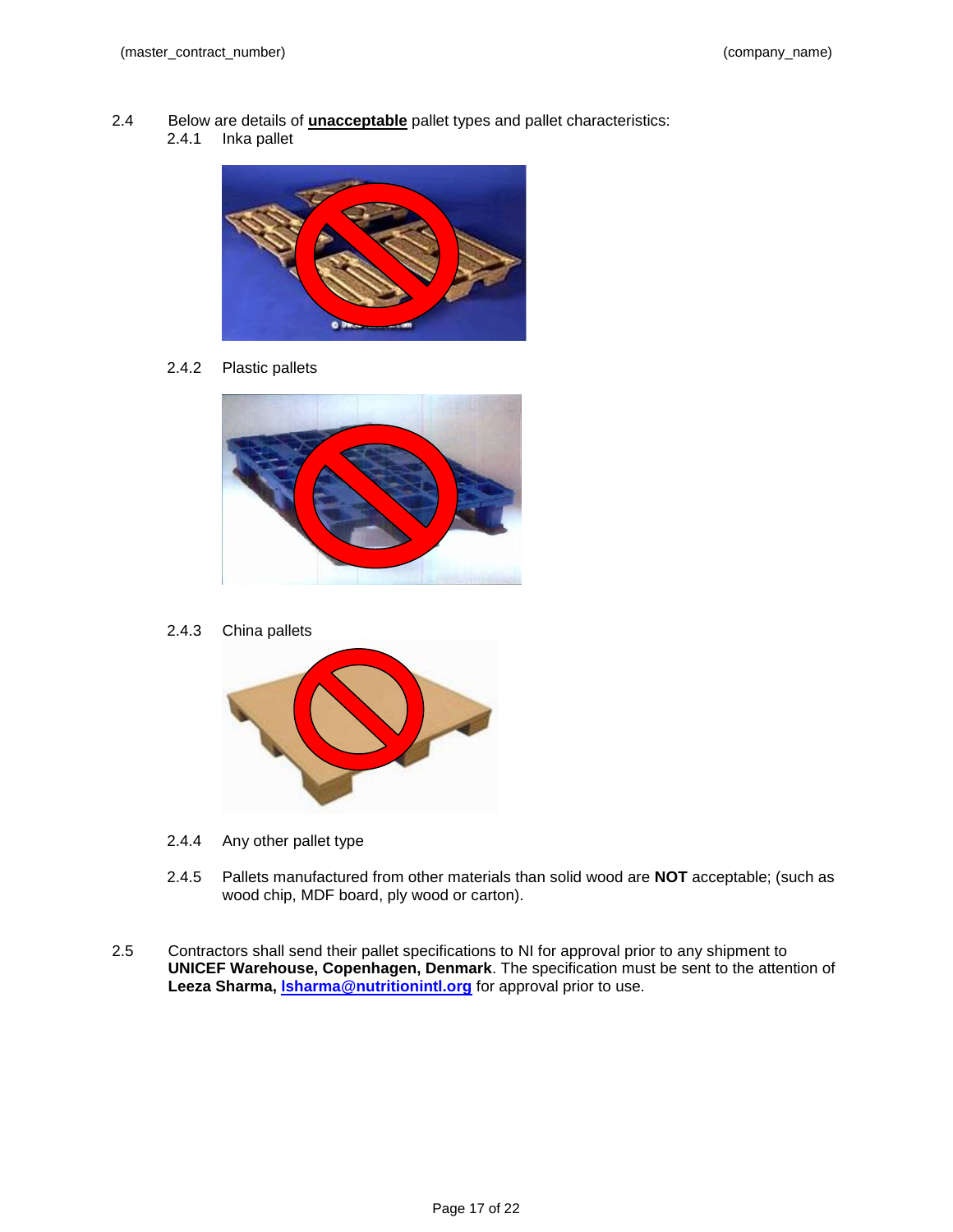2.4 Below are details of **unacceptable** pallet types and pallet characteristics:

2.4.1 Inka pallet

2.4.2 Plastic pallets

2.4.3 China pallets

2.4.4 Any other pallet type

2.4.5 Pallets manufactured from other materials than solid wood are **NOT** acceptable; (such as wood chip, MDF board, ply wood or carton).

2.5 Contractors shall send their pallet specifications to NI for approval prior to any shipment to **UNICEF Warehouse, Copenhagen, Denmark**. The specification must be sent to the attention of **Leeza Sharma, lsharma@nutritionintl.org** for approval prior to use.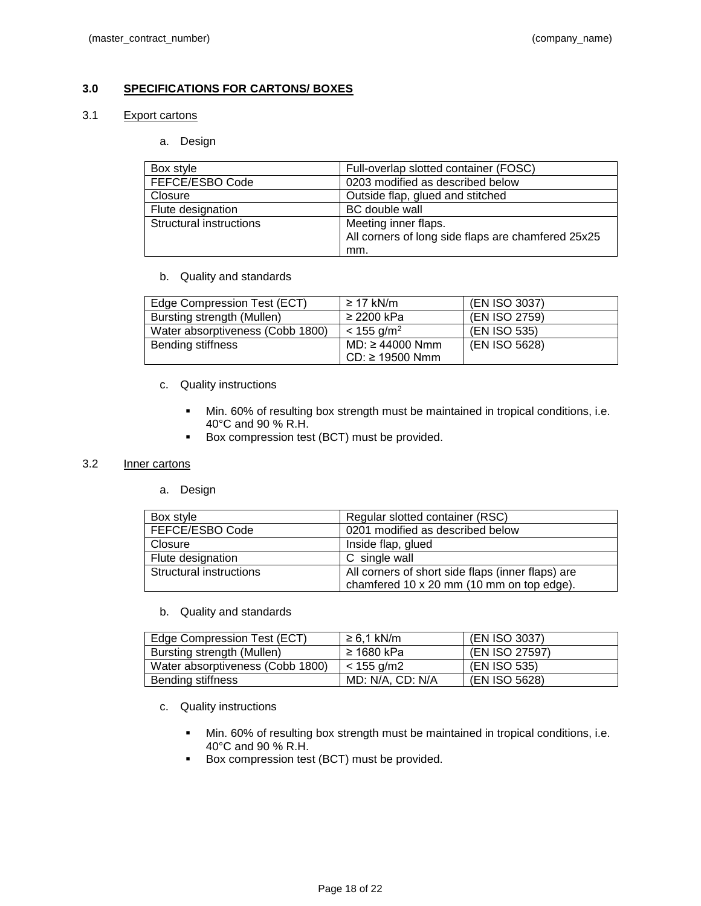## 3.0 SPECIFICATIONS FOR CARTONS/ BOXES

### 3.1 Export cartons

a. Design

| | |
|---|---|
| Box style | Full-overlap slotted container (FOSC) |
| FEFCE/ESBO Code | 0203 modified as described below |
| Closure | Outside flap, glued and stitched |
| Flute designation | BC double wall |
| Structural instructions | Meeting inner flaps.<br>All corners of long side flaps are chamfered 25x25 mm. |

b. Quality and standards

| | | |
|---|---|---|
| Edge Compression Test (ECT) | ≥ 17 kN/m | (EN ISO 3037) |
| Bursting strength (Mullen) | ≥ 2200 kPa | (EN ISO 2759) |
| Water absorptiveness (Cobb 1800) | < 155 g/m$^2$ | (EN ISO 535) |
| Bending stiffness | MD: ≥ 44000 Nmm<br>CD: ≥ 19500 Nmm | (EN ISO 5628) |

c. Quality instructions

- Min. 60% of resulting box strength must be maintained in tropical conditions, i.e. 40°C and 90 % R.H.
- Box compression test (BCT) must be provided.

### 3.2 Inner cartons

a. Design

| | |
|---|---|
| Box style | Regular slotted container (RSC) |
| FEFCE/ESBO Code | 0201 modified as described below |
| Closure | Inside flap, glued |
| Flute designation | C single wall |
| Structural instructions | All corners of short side flaps (inner flaps) are chamfered 10 x 20 mm (10 mm on top edge). |

b. Quality and standards

| | | |
|---|---|---|
| Edge Compression Test (ECT) | ≥ 6,1 kN/m | (EN ISO 3037) |
| Bursting strength (Mullen) | ≥ 1680 kPa | (EN ISO 27597) |
| Water absorptiveness (Cobb 1800) | < 155 g/m2 | (EN ISO 535) |
| Bending stiffness | MD: N/A, CD: N/A | (EN ISO 5628) |

c. Quality instructions

- Min. 60% of resulting box strength must be maintained in tropical conditions, i.e. 40°C and 90 % R.H.
- Box compression test (BCT) must be provided.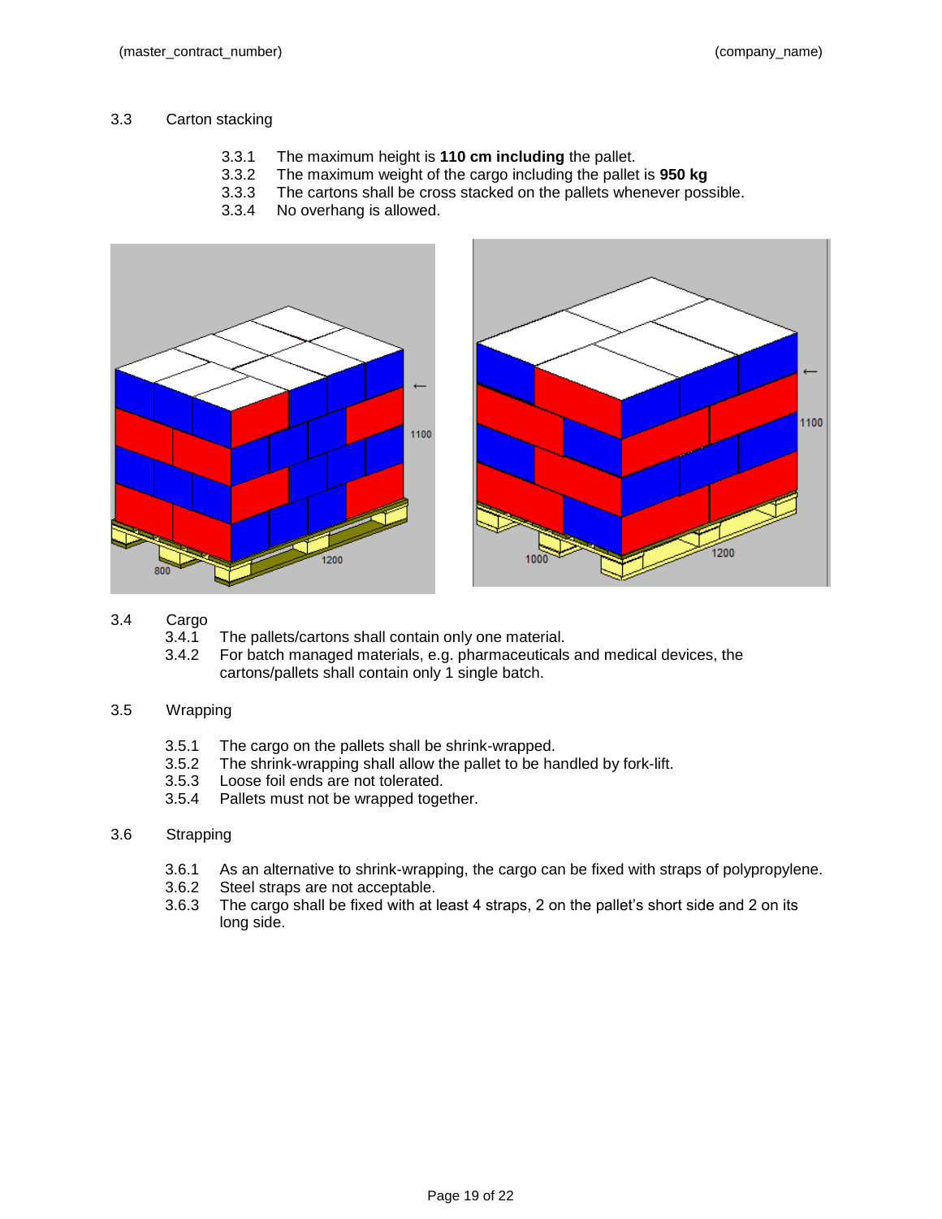### 3.3 Carton stacking

3.3.1 The maximum height is **110 cm including** the pallet.
3.3.2 The maximum weight of the cargo including the pallet is **950 kg**
3.3.3 The cartons shall be cross stacked on the pallets whenever possible.
3.3.4 No overhang is allowed.

### 3.4 Cargo

3.4.1 The pallets/cartons shall contain only one material.
3.4.2 For batch managed materials, e.g. pharmaceuticals and medical devices, the cartons/pallets shall contain only 1 single batch.

### 3.5 Wrapping

3.5.1 The cargo on the pallets shall be shrink-wrapped.
3.5.2 The shrink-wrapping shall allow the pallet to be handled by fork-lift.
3.5.3 Loose foil ends are not tolerated.
3.5.4 Pallets must not be wrapped together.

### 3.6 Strapping

3.6.1 As an alternative to shrink-wrapping, the cargo can be fixed with straps of polypropylene.
3.6.2 Steel straps are not acceptable.
3.6.3 The cargo shall be fixed with at least 4 straps, 2 on the pallet's short side and 2 on its long side.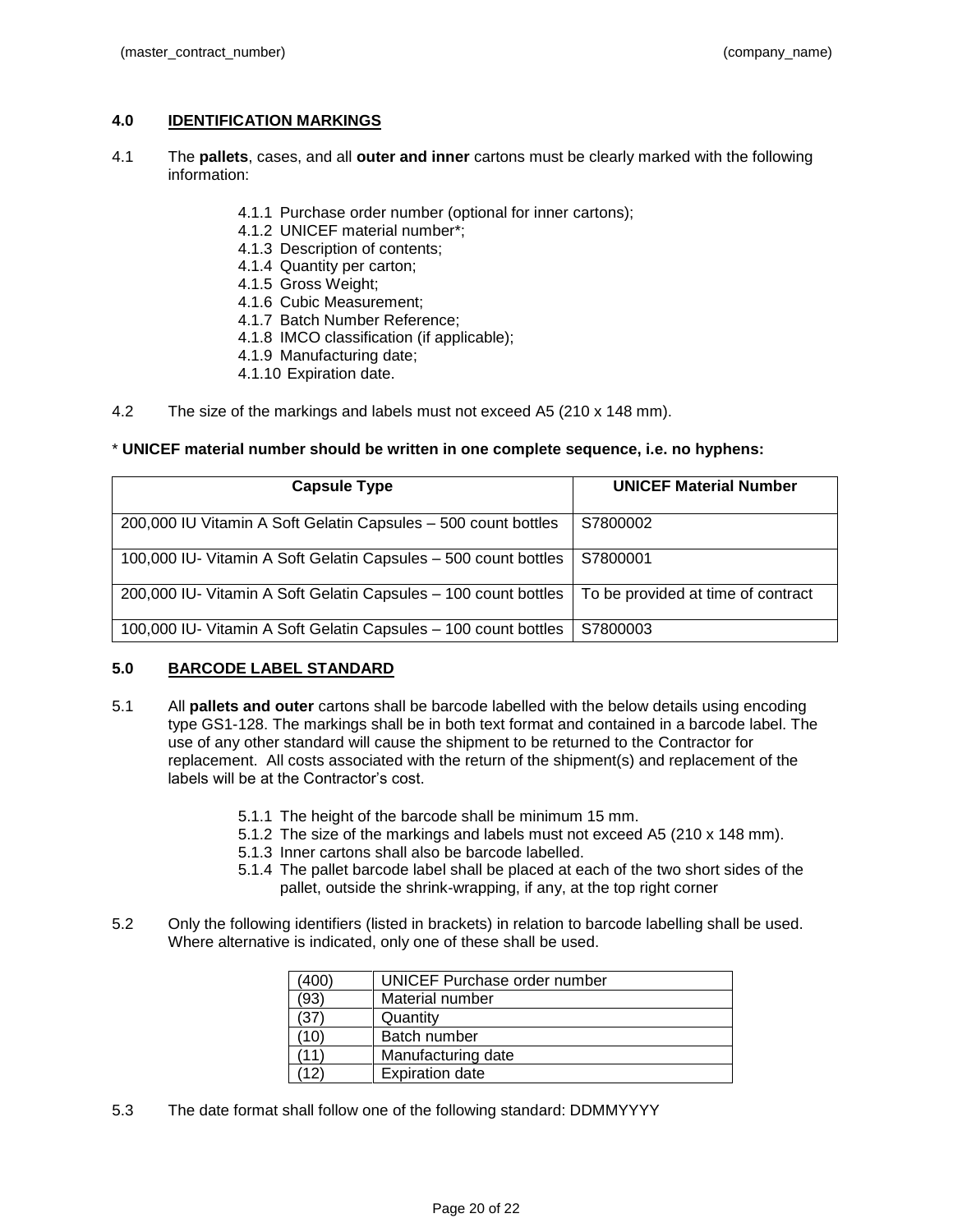## 4.0 IDENTIFICATION MARKINGS

4.1 The **pallets**, cases, and all **outer and inner** cartons must be clearly marked with the following information:

- 4.1.1 Purchase order number (optional for inner cartons);
- 4.1.2 UNICEF material number*;
- 4.1.3 Description of contents;
- 4.1.4 Quantity per carton;
- 4.1.5 Gross Weight;
- 4.1.6 Cubic Measurement;
- 4.1.7 Batch Number Reference;
- 4.1.8 IMCO classification (if applicable);
- 4.1.9 Manufacturing date;
- 4.1.10 Expiration date.

4.2 The size of the markings and labels must not exceed A5 (210 x 148 mm).

* **UNICEF material number should be written in one complete sequence, i.e. no hyphens:**

| Capsule Type | UNICEF Material Number |
|---|---|
| 200,000 IU Vitamin A Soft Gelatin Capsules – 500 count bottles | S7800002 |
| 100,000 IU- Vitamin A Soft Gelatin Capsules – 500 count bottles | S7800001 |
| 200,000 IU- Vitamin A Soft Gelatin Capsules – 100 count bottles | To be provided at time of contract |
| 100,000 IU- Vitamin A Soft Gelatin Capsules – 100 count bottles | S7800003 |

## 5.0 BARCODE LABEL STANDARD

5.1 All **pallets and outer** cartons shall be barcode labelled with the below details using encoding type GS1-128. The markings shall be in both text format and contained in a barcode label. The use of any other standard will cause the shipment to be returned to the Contractor for replacement. All costs associated with the return of the shipment(s) and replacement of the labels will be at the Contractor's cost.

- 5.1.1 The height of the barcode shall be minimum 15 mm.
- 5.1.2 The size of the markings and labels must not exceed A5 (210 x 148 mm).
- 5.1.3 Inner cartons shall also be barcode labelled.
- 5.1.4 The pallet barcode label shall be placed at each of the two short sides of the pallet, outside the shrink-wrapping, if any, at the top right corner

5.2 Only the following identifiers (listed in brackets) in relation to barcode labelling shall be used. Where alternative is indicated, only one of these shall be used.

| Identifier | Description |
|---|---|
| (400) | UNICEF Purchase order number |
| (93) | Material number |
| (37) | Quantity |
| (10) | Batch number |
| (11) | Manufacturing date |
| (12) | Expiration date |

5.3 The date format shall follow one of the following standard: DDMMYYYY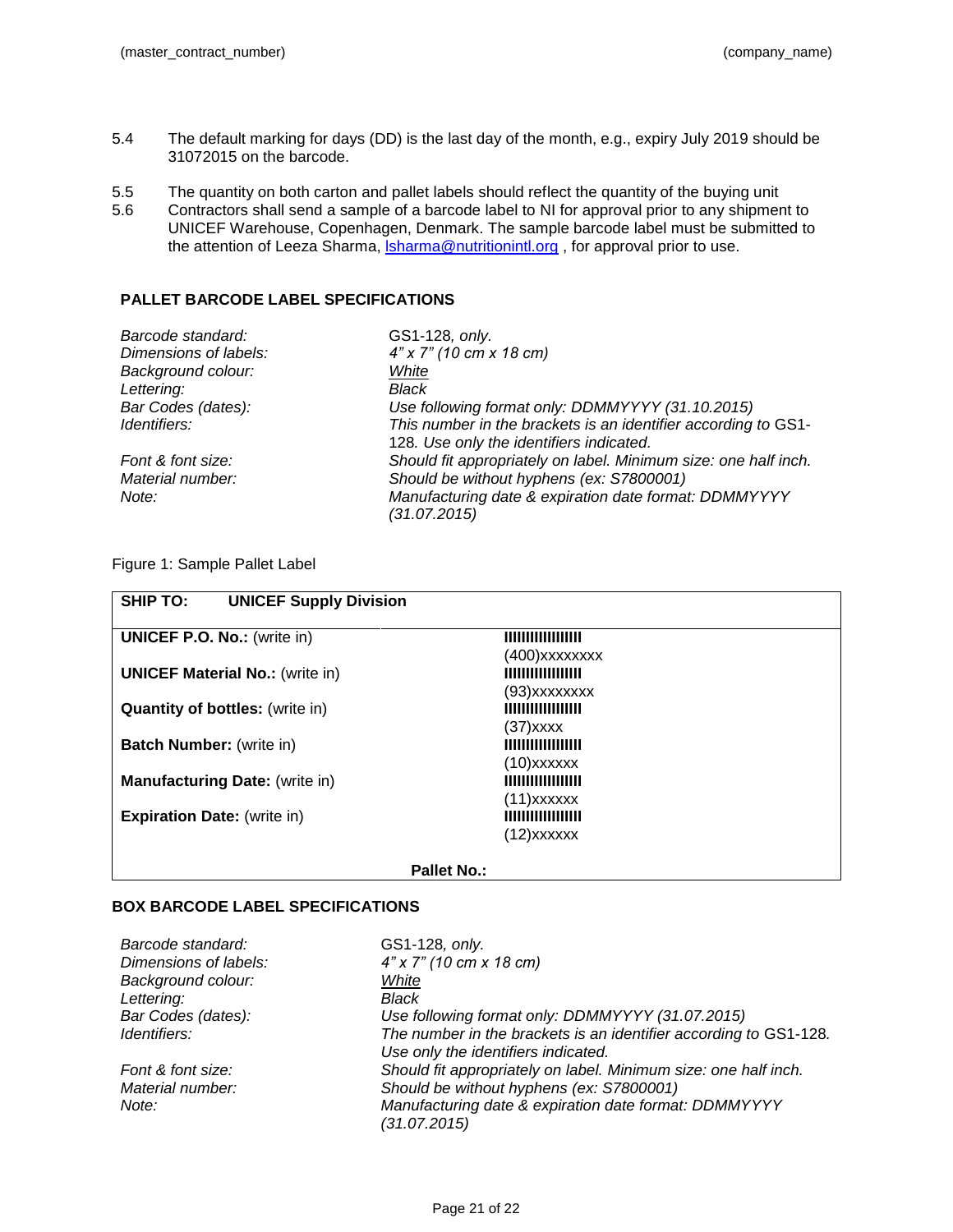5.4 The default marking for days (DD) is the last day of the month, e.g., expiry July 2019 should be 31072015 on the barcode.

5.5 The quantity on both carton and pallet labels should reflect the quantity of the buying unit

5.6 Contractors shall send a sample of a barcode label to NI for approval prior to any shipment to UNICEF Warehouse, Copenhagen, Denmark. The sample barcode label must be submitted to the attention of Leeza Sharma, lsharma@nutritionintl.org , for approval prior to use.

**PALLET BARCODE LABEL SPECIFICATIONS**

| | |
|---|---|
| *Barcode standard:* | GS1-128*, only.* |
| *Dimensions of labels:* | *4" x 7" (10 cm x 18 cm)* |
| *Background colour:* | *White* |
| *Lettering:* | *Black* |
| *Bar Codes (dates):* | *Use following format only: DDMMYYYY (31.10.2015)* |
| *Identifiers:* | *This number in the brackets is an identifier according to* GS1-128*. Use only the identifiers indicated.* |
| *Font & font size:* | *Should fit appropriately on label. Minimum size: one half inch.* |
| *Material number:* | *Should be without hyphens (ex: S7800001)* |
| *Note:* | *Manufacturing date & expiration date format: DDMMYYYY (31.07.2015)* |

Figure 1: Sample Pallet Label

| **SHIP TO:** **UNICEF Supply Division** | |
|---|---|
| **UNICEF P.O. No.:** (write in) | IIIIIIIIIIIIIIII (400)xxxxxxxx |
| **UNICEF Material No.:** (write in) | IIIIIIIIIIIIIIII (93)xxxxxxxx |
| **Quantity of bottles:** (write in) | IIIIIIIIIIIIIIII (37)xxxx |
| **Batch Number:** (write in) | IIIIIIIIIIIIIIII (10)xxxxxx |
| **Manufacturing Date:** (write in) | IIIIIIIIIIIIIIII (11)xxxxxx |
| **Expiration Date:** (write in) | IIIIIIIIIIIIIIII (12)xxxxxx |
| **Pallet No.:** | |

**BOX BARCODE LABEL SPECIFICATIONS**

| | |
|---|---|
| *Barcode standard:* | GS1-128*, only.* |
| *Dimensions of labels:* | *4" x 7" (10 cm x 18 cm)* |
| *Background colour:* | *White* |
| *Lettering:* | *Black* |
| *Bar Codes (dates):* | *Use following format only: DDMMYYYY (31.07.2015)* |
| *Identifiers:* | *The number in the brackets is an identifier according to* GS1-128*. Use only the identifiers indicated.* |
| *Font & font size:* | *Should fit appropriately on label. Minimum size: one half inch.* |
| *Material number:* | *Should be without hyphens (ex: S7800001)* |
| *Note:* | *Manufacturing date & expiration date format: DDMMYYYY (31.07.2015)* |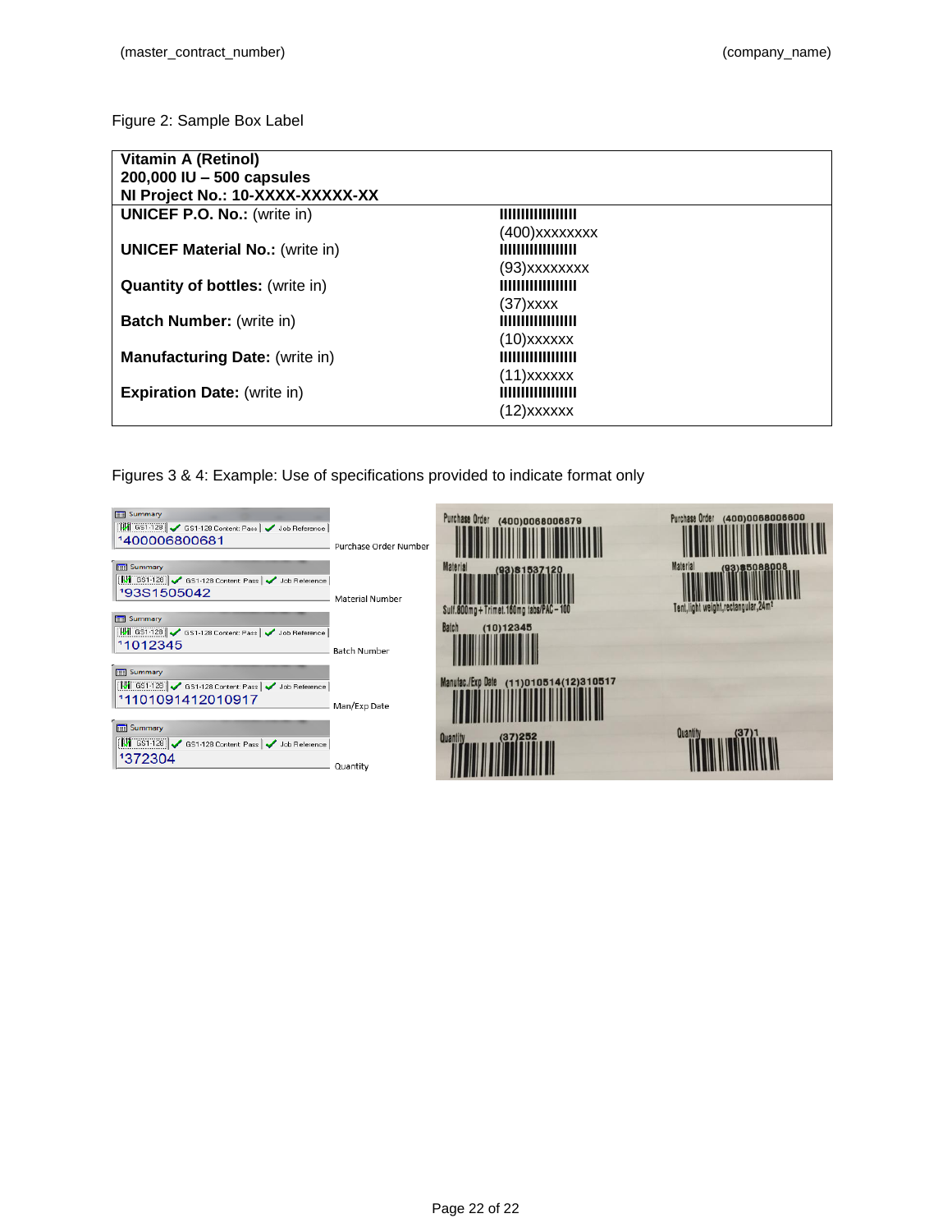Figure 2: Sample Box Label

| **Vitamin A (Retinol)**<br>**200,000 IU – 500 capsules**<br>**NI Project No.: 10-XXXX-XXXXX-XX** | |
|---|---|
| **UNICEF P.O. No.:** (write in) | IIIIIIIIIIIIIIII<br>(400)xxxxxxxx |
| **UNICEF Material No.:** (write in) | IIIIIIIIIIIIIIII<br>(93)xxxxxxxx |
| **Quantity of bottles:** (write in) | IIIIIIIIIIIIIIII<br>(37)xxxx |
| **Batch Number:** (write in) | IIIIIIIIIIIIIIII<br>(10)xxxxxx |
| **Manufacturing Date:** (write in) | IIIIIIIIIIIIIIII<br>(11)xxxxxx |
| **Expiration Date:** (write in) | IIIIIIIIIIIIIIII<br>(12)xxxxxx |

Figures 3 & 4: Example: Use of specifications provided to indicate format only

Summary
GS1-128 GS1-128 Content: Pass Job Reference
[1]400006800681
Purchase Order Number

Summary
GS1-128 GS1-128 Content: Pass Job Reference
[1]93S1505042
Material Number

Summary
GS1-128 GS1-128 Content: Pass Job Reference
[1]1012345
Batch Number

Summary
GS1-128 GS1-128 Content: Pass Job Reference
[1]11010914 12010917
Man/Exp Date

Summary
GS1-128 GS1-128 Content: Pass Job Reference
[1]372304
Quantity

Purchase Order (400)0068006879
Material (93)S1537120
Sulf.800mg+Trimet.160mg tabs/PAC – 100
Batch (10)12345
Manufac./Exp Date (11)010514(12)310517
Quantity (37)252

Purchase Order (400)0068008600
Material (93)S5088008
Tent,light weight,rectangular,24m²
Quantity (37)1